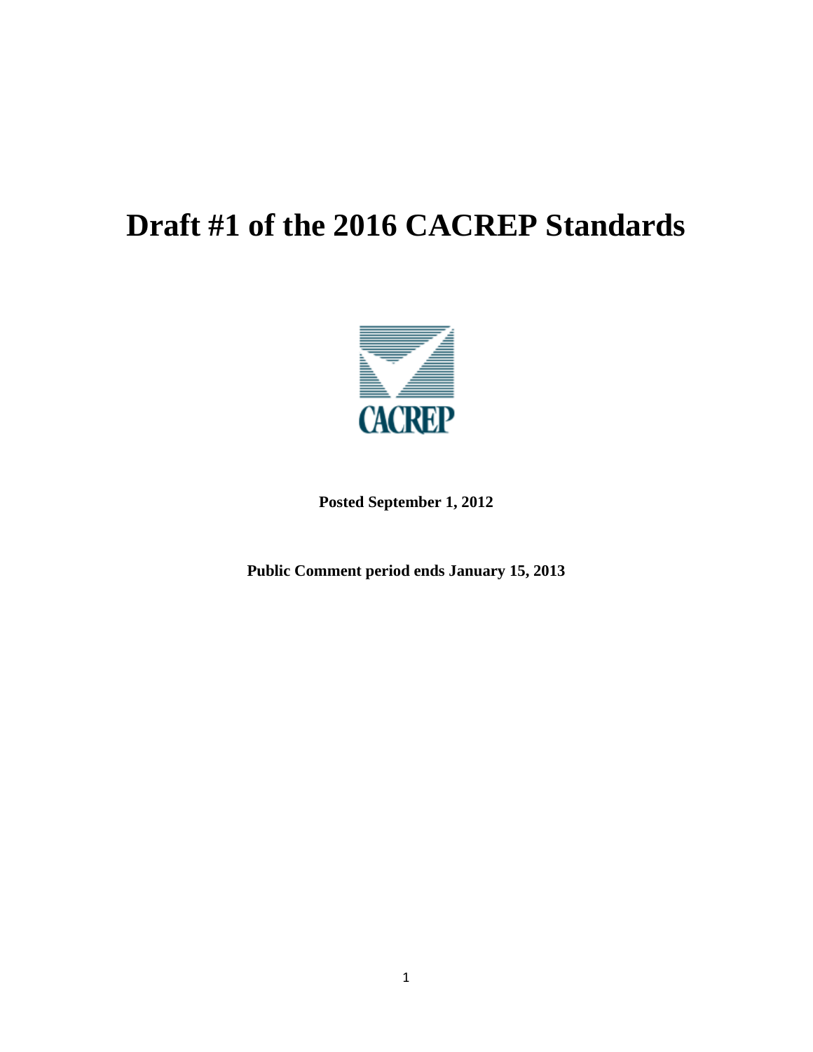# Draft #1 of the 2016 CACREP Standards

CACREP

**Posted September 1, 2012**

**Public Comment period ends January 15, 2013**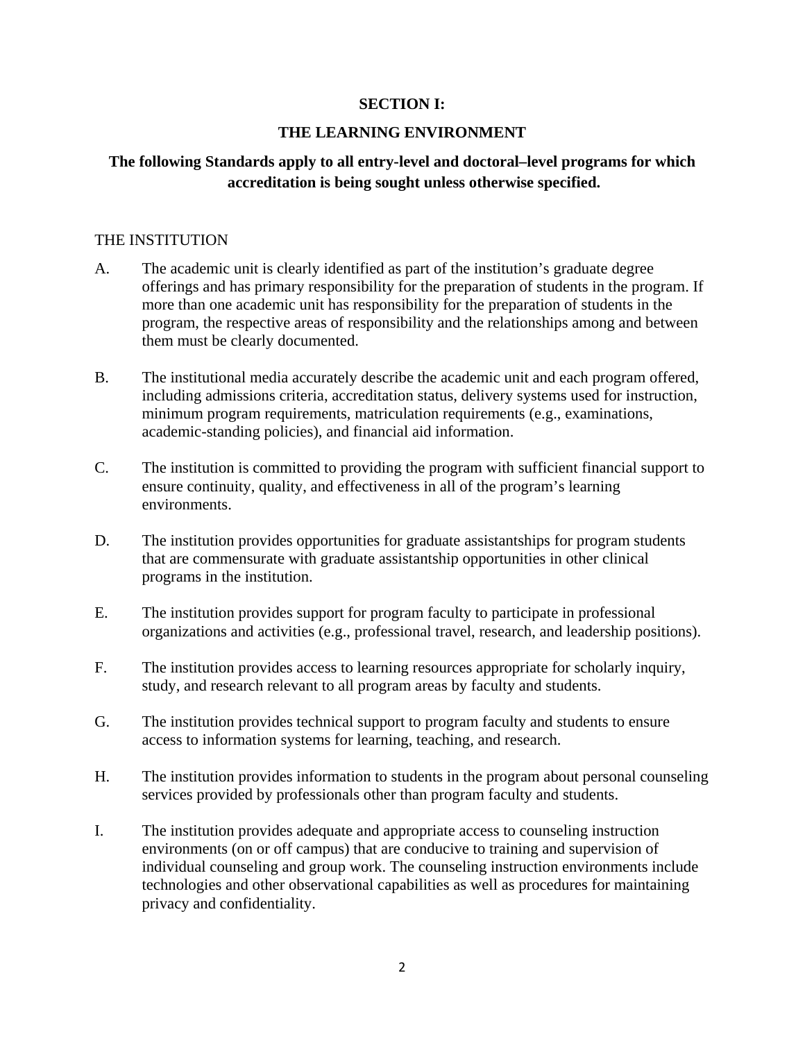## SECTION I:

## THE LEARNING ENVIRONMENT

**The following Standards apply to all entry-level and doctoral–level programs for which accreditation is being sought unless otherwise specified.**

### THE INSTITUTION

A. The academic unit is clearly identified as part of the institution's graduate degree offerings and has primary responsibility for the preparation of students in the program. If more than one academic unit has responsibility for the preparation of students in the program, the respective areas of responsibility and the relationships among and between them must be clearly documented.

B. The institutional media accurately describe the academic unit and each program offered, including admissions criteria, accreditation status, delivery systems used for instruction, minimum program requirements, matriculation requirements (e.g., examinations, academic-standing policies), and financial aid information.

C. The institution is committed to providing the program with sufficient financial support to ensure continuity, quality, and effectiveness in all of the program's learning environments.

D. The institution provides opportunities for graduate assistantships for program students that are commensurate with graduate assistantship opportunities in other clinical programs in the institution.

E. The institution provides support for program faculty to participate in professional organizations and activities (e.g., professional travel, research, and leadership positions).

F. The institution provides access to learning resources appropriate for scholarly inquiry, study, and research relevant to all program areas by faculty and students.

G. The institution provides technical support to program faculty and students to ensure access to information systems for learning, teaching, and research.

H. The institution provides information to students in the program about personal counseling services provided by professionals other than program faculty and students.

I. The institution provides adequate and appropriate access to counseling instruction environments (on or off campus) that are conducive to training and supervision of individual counseling and group work. The counseling instruction environments include technologies and other observational capabilities as well as procedures for maintaining privacy and confidentiality.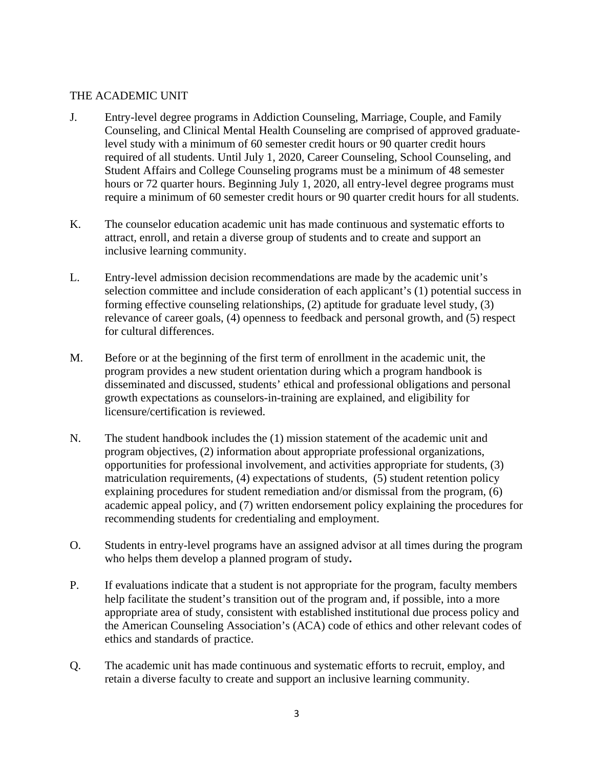## THE ACADEMIC UNIT

J. Entry-level degree programs in Addiction Counseling, Marriage, Couple, and Family Counseling, and Clinical Mental Health Counseling are comprised of approved graduate-level study with a minimum of 60 semester credit hours or 90 quarter credit hours required of all students. Until July 1, 2020, Career Counseling, School Counseling, and Student Affairs and College Counseling programs must be a minimum of 48 semester hours or 72 quarter hours. Beginning July 1, 2020, all entry-level degree programs must require a minimum of 60 semester credit hours or 90 quarter credit hours for all students.

K. The counselor education academic unit has made continuous and systematic efforts to attract, enroll, and retain a diverse group of students and to create and support an inclusive learning community.

L. Entry-level admission decision recommendations are made by the academic unit's selection committee and include consideration of each applicant's (1) potential success in forming effective counseling relationships, (2) aptitude for graduate level study, (3) relevance of career goals, (4) openness to feedback and personal growth, and (5) respect for cultural differences.

M. Before or at the beginning of the first term of enrollment in the academic unit, the program provides a new student orientation during which a program handbook is disseminated and discussed, students' ethical and professional obligations and personal growth expectations as counselors-in-training are explained, and eligibility for licensure/certification is reviewed.

N. The student handbook includes the (1) mission statement of the academic unit and program objectives, (2) information about appropriate professional organizations, opportunities for professional involvement, and activities appropriate for students, (3) matriculation requirements, (4) expectations of students, (5) student retention policy explaining procedures for student remediation and/or dismissal from the program, (6) academic appeal policy, and (7) written endorsement policy explaining the procedures for recommending students for credentialing and employment.

O. Students in entry-level programs have an assigned advisor at all times during the program who helps them develop a planned program of study**.**

P. If evaluations indicate that a student is not appropriate for the program, faculty members help facilitate the student's transition out of the program and, if possible, into a more appropriate area of study, consistent with established institutional due process policy and the American Counseling Association's (ACA) code of ethics and other relevant codes of ethics and standards of practice.

Q. The academic unit has made continuous and systematic efforts to recruit, employ, and retain a diverse faculty to create and support an inclusive learning community.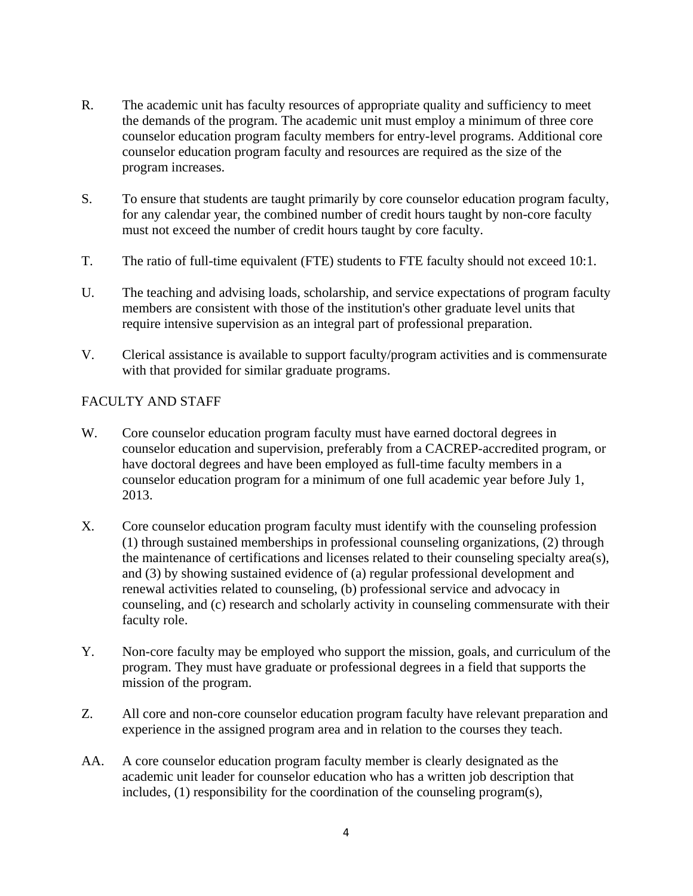R. The academic unit has faculty resources of appropriate quality and sufficiency to meet the demands of the program. The academic unit must employ a minimum of three core counselor education program faculty members for entry-level programs. Additional core counselor education program faculty and resources are required as the size of the program increases.

S. To ensure that students are taught primarily by core counselor education program faculty, for any calendar year, the combined number of credit hours taught by non-core faculty must not exceed the number of credit hours taught by core faculty.

T. The ratio of full-time equivalent (FTE) students to FTE faculty should not exceed 10:1.

U. The teaching and advising loads, scholarship, and service expectations of program faculty members are consistent with those of the institution's other graduate level units that require intensive supervision as an integral part of professional preparation.

V. Clerical assistance is available to support faculty/program activities and is commensurate with that provided for similar graduate programs.

FACULTY AND STAFF

W. Core counselor education program faculty must have earned doctoral degrees in counselor education and supervision, preferably from a CACREP-accredited program, or have doctoral degrees and have been employed as full-time faculty members in a counselor education program for a minimum of one full academic year before July 1, 2013.

X. Core counselor education program faculty must identify with the counseling profession (1) through sustained memberships in professional counseling organizations, (2) through the maintenance of certifications and licenses related to their counseling specialty area(s), and (3) by showing sustained evidence of (a) regular professional development and renewal activities related to counseling, (b) professional service and advocacy in counseling, and (c) research and scholarly activity in counseling commensurate with their faculty role.

Y. Non-core faculty may be employed who support the mission, goals, and curriculum of the program. They must have graduate or professional degrees in a field that supports the mission of the program.

Z. All core and non-core counselor education program faculty have relevant preparation and experience in the assigned program area and in relation to the courses they teach.

AA. A core counselor education program faculty member is clearly designated as the academic unit leader for counselor education who has a written job description that includes, (1) responsibility for the coordination of the counseling program(s),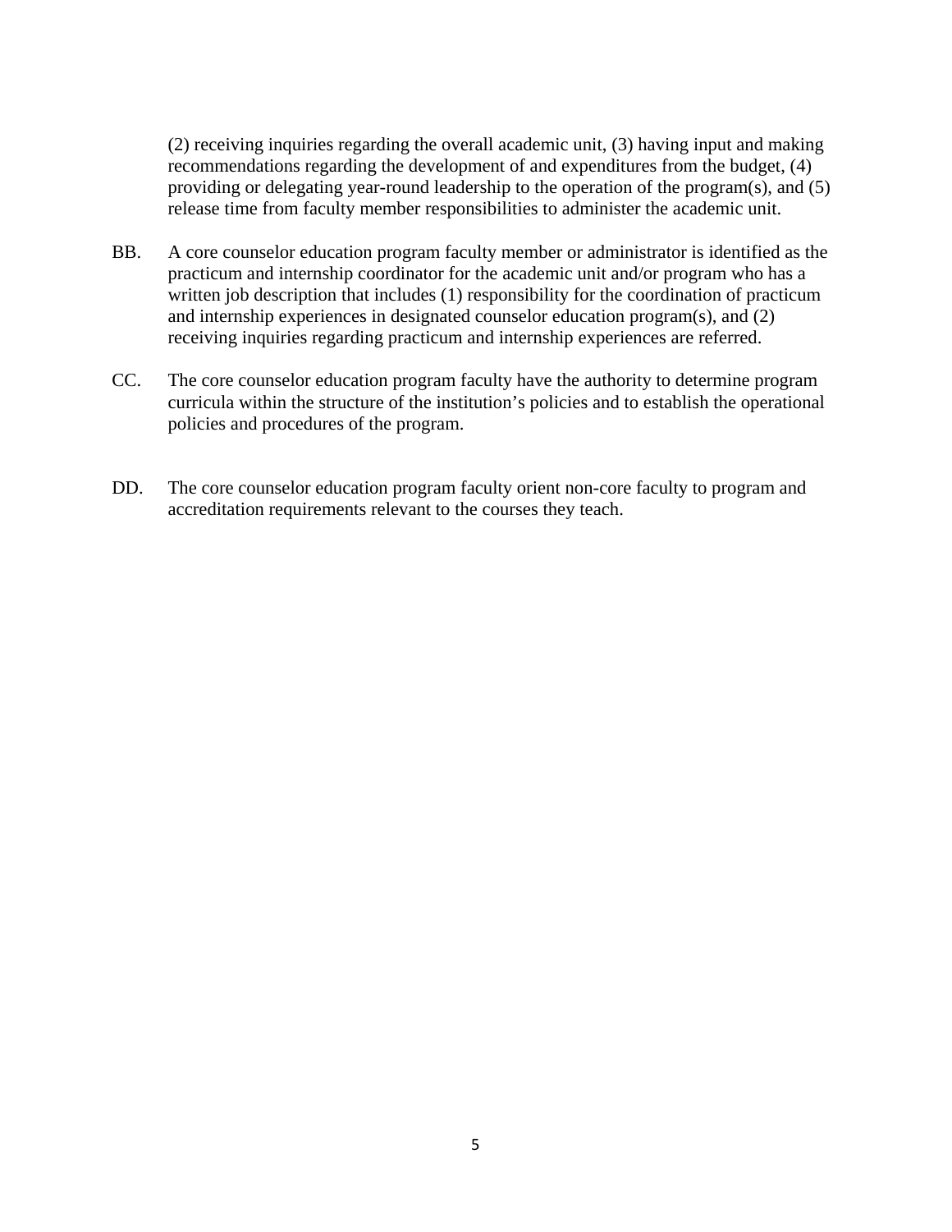(2) receiving inquiries regarding the overall academic unit, (3) having input and making recommendations regarding the development of and expenditures from the budget, (4) providing or delegating year-round leadership to the operation of the program(s), and (5) release time from faculty member responsibilities to administer the academic unit.

BB. A core counselor education program faculty member or administrator is identified as the practicum and internship coordinator for the academic unit and/or program who has a written job description that includes (1) responsibility for the coordination of practicum and internship experiences in designated counselor education program(s), and (2) receiving inquiries regarding practicum and internship experiences are referred.

CC. The core counselor education program faculty have the authority to determine program curricula within the structure of the institution's policies and to establish the operational policies and procedures of the program.

DD. The core counselor education program faculty orient non-core faculty to program and accreditation requirements relevant to the courses they teach.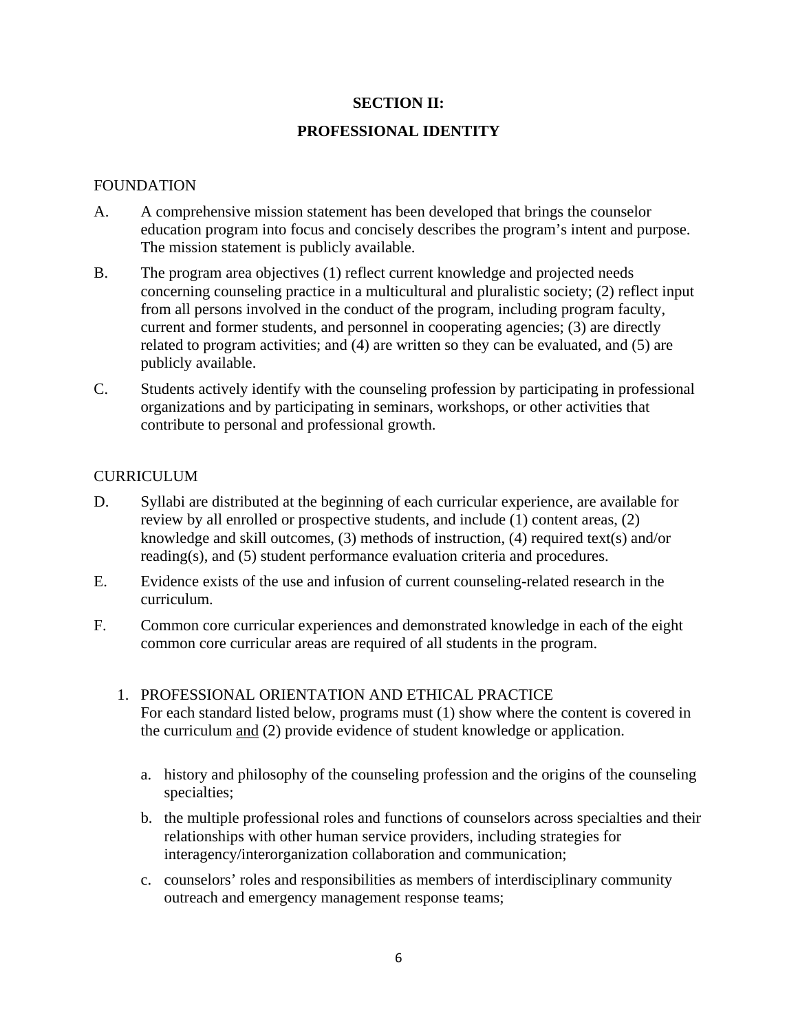## SECTION II:

## PROFESSIONAL IDENTITY

FOUNDATION

A. A comprehensive mission statement has been developed that brings the counselor education program into focus and concisely describes the program's intent and purpose. The mission statement is publicly available.

B. The program area objectives (1) reflect current knowledge and projected needs concerning counseling practice in a multicultural and pluralistic society; (2) reflect input from all persons involved in the conduct of the program, including program faculty, current and former students, and personnel in cooperating agencies; (3) are directly related to program activities; and (4) are written so they can be evaluated, and (5) are publicly available.

C. Students actively identify with the counseling profession by participating in professional organizations and by participating in seminars, workshops, or other activities that contribute to personal and professional growth.

CURRICULUM

D. Syllabi are distributed at the beginning of each curricular experience, are available for review by all enrolled or prospective students, and include (1) content areas, (2) knowledge and skill outcomes, (3) methods of instruction, (4) required text(s) and/or reading(s), and (5) student performance evaluation criteria and procedures.

E. Evidence exists of the use and infusion of current counseling-related research in the curriculum.

F. Common core curricular experiences and demonstrated knowledge in each of the eight common core curricular areas are required of all students in the program.

1. PROFESSIONAL ORIENTATION AND ETHICAL PRACTICE
   For each standard listed below, programs must (1) show where the content is covered in the curriculum <u>and</u> (2) provide evidence of student knowledge or application.

   a. history and philosophy of the counseling profession and the origins of the counseling specialties;

   b. the multiple professional roles and functions of counselors across specialties and their relationships with other human service providers, including strategies for interagency/interorganization collaboration and communication;

   c. counselors' roles and responsibilities as members of interdisciplinary community outreach and emergency management response teams;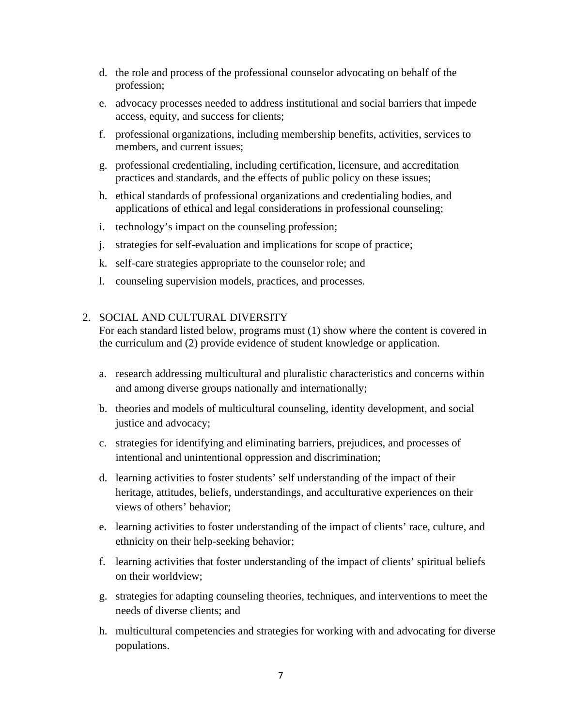d. the role and process of the professional counselor advocating on behalf of the profession;

e. advocacy processes needed to address institutional and social barriers that impede access, equity, and success for clients;

f. professional organizations, including membership benefits, activities, services to members, and current issues;

g. professional credentialing, including certification, licensure, and accreditation practices and standards, and the effects of public policy on these issues;

h. ethical standards of professional organizations and credentialing bodies, and applications of ethical and legal considerations in professional counseling;

i. technology's impact on the counseling profession;

j. strategies for self-evaluation and implications for scope of practice;

k. self-care strategies appropriate to the counselor role; and

l. counseling supervision models, practices, and processes.

2. SOCIAL AND CULTURAL DIVERSITY

For each standard listed below, programs must (1) show where the content is covered in the curriculum and (2) provide evidence of student knowledge or application.

a. research addressing multicultural and pluralistic characteristics and concerns within and among diverse groups nationally and internationally;

b. theories and models of multicultural counseling, identity development, and social justice and advocacy;

c. strategies for identifying and eliminating barriers, prejudices, and processes of intentional and unintentional oppression and discrimination;

d. learning activities to foster students' self understanding of the impact of their heritage, attitudes, beliefs, understandings, and acculturative experiences on their views of others' behavior;

e. learning activities to foster understanding of the impact of clients' race, culture, and ethnicity on their help-seeking behavior;

f. learning activities that foster understanding of the impact of clients' spiritual beliefs on their worldview;

g. strategies for adapting counseling theories, techniques, and interventions to meet the needs of diverse clients; and

h. multicultural competencies and strategies for working with and advocating for diverse populations.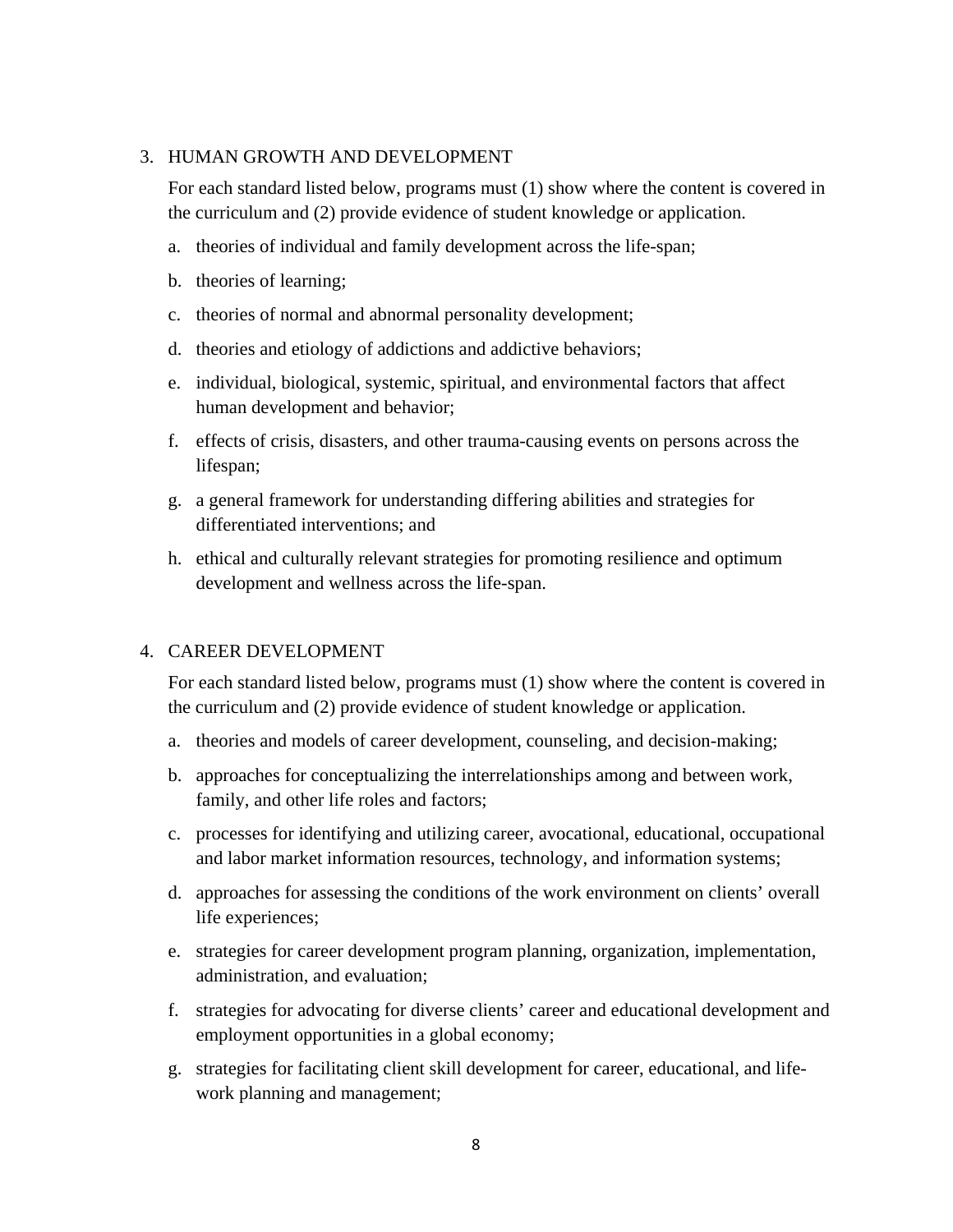3. HUMAN GROWTH AND DEVELOPMENT

   For each standard listed below, programs must (1) show where the content is covered in the curriculum and (2) provide evidence of student knowledge or application.

   a. theories of individual and family development across the life-span;
   b. theories of learning;
   c. theories of normal and abnormal personality development;
   d. theories and etiology of addictions and addictive behaviors;
   e. individual, biological, systemic, spiritual, and environmental factors that affect human development and behavior;
   f. effects of crisis, disasters, and other trauma-causing events on persons across the lifespan;
   g. a general framework for understanding differing abilities and strategies for differentiated interventions; and
   h. ethical and culturally relevant strategies for promoting resilience and optimum development and wellness across the life-span.

4. CAREER DEVELOPMENT

   For each standard listed below, programs must (1) show where the content is covered in the curriculum and (2) provide evidence of student knowledge or application.

   a. theories and models of career development, counseling, and decision-making;
   b. approaches for conceptualizing the interrelationships among and between work, family, and other life roles and factors;
   c. processes for identifying and utilizing career, avocational, educational, occupational and labor market information resources, technology, and information systems;
   d. approaches for assessing the conditions of the work environment on clients' overall life experiences;
   e. strategies for career development program planning, organization, implementation, administration, and evaluation;
   f. strategies for advocating for diverse clients' career and educational development and employment opportunities in a global economy;
   g. strategies for facilitating client skill development for career, educational, and life-work planning and management;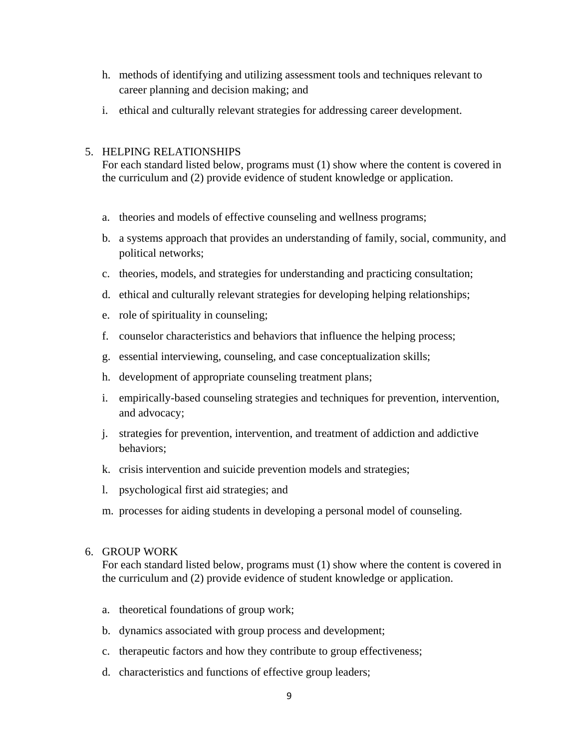h. methods of identifying and utilizing assessment tools and techniques relevant to career planning and decision making; and

i. ethical and culturally relevant strategies for addressing career development.

5. HELPING RELATIONSHIPS
For each standard listed below, programs must (1) show where the content is covered in the curriculum and (2) provide evidence of student knowledge or application.

   a. theories and models of effective counseling and wellness programs;
   b. a systems approach that provides an understanding of family, social, community, and political networks;
   c. theories, models, and strategies for understanding and practicing consultation;
   d. ethical and culturally relevant strategies for developing helping relationships;
   e. role of spirituality in counseling;
   f. counselor characteristics and behaviors that influence the helping process;
   g. essential interviewing, counseling, and case conceptualization skills;
   h. development of appropriate counseling treatment plans;
   i. empirically-based counseling strategies and techniques for prevention, intervention, and advocacy;
   j. strategies for prevention, intervention, and treatment of addiction and addictive behaviors;
   k. crisis intervention and suicide prevention models and strategies;
   l. psychological first aid strategies; and
   m. processes for aiding students in developing a personal model of counseling.

6. GROUP WORK
For each standard listed below, programs must (1) show where the content is covered in the curriculum and (2) provide evidence of student knowledge or application.

   a. theoretical foundations of group work;
   b. dynamics associated with group process and development;
   c. therapeutic factors and how they contribute to group effectiveness;
   d. characteristics and functions of effective group leaders;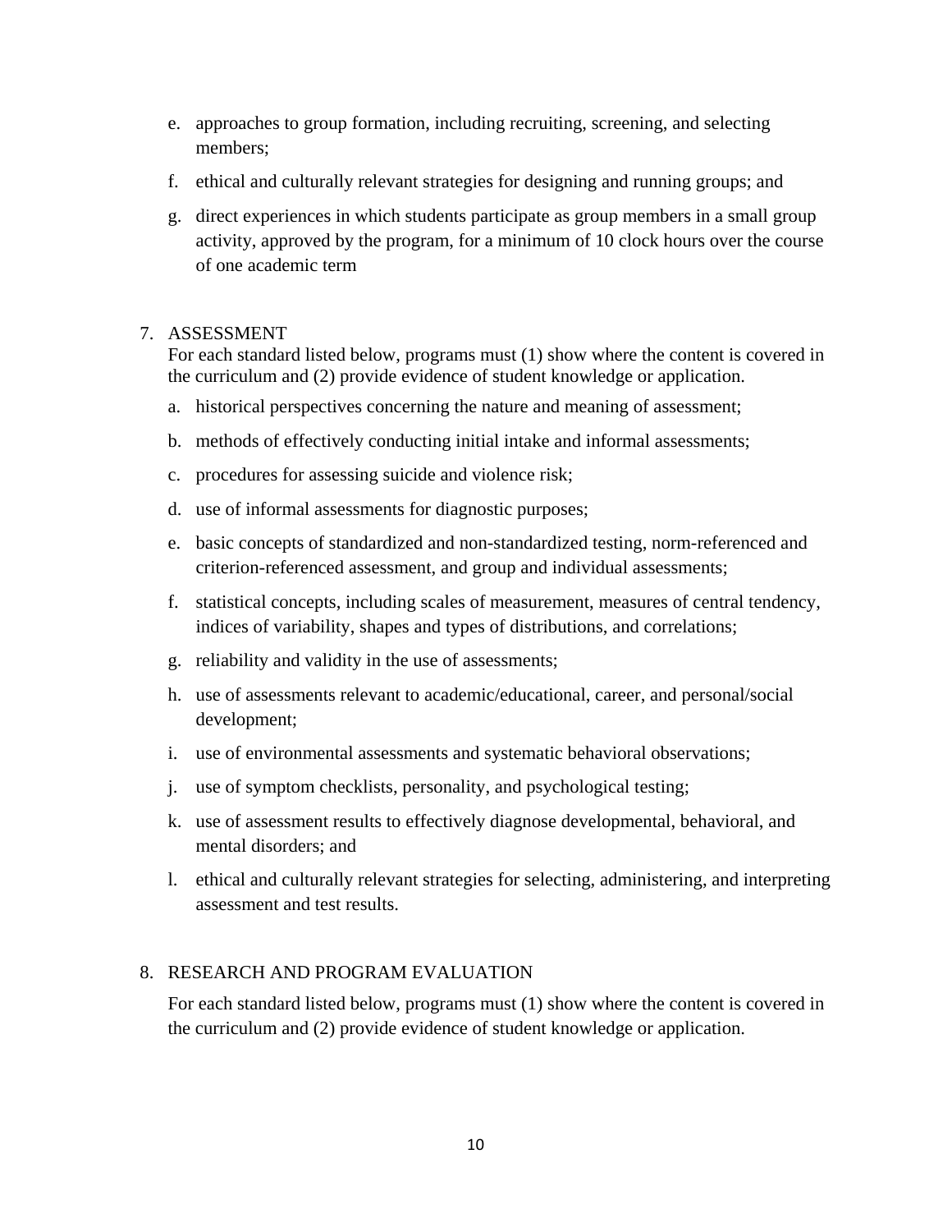e. approaches to group formation, including recruiting, screening, and selecting members;

f. ethical and culturally relevant strategies for designing and running groups; and

g. direct experiences in which students participate as group members in a small group activity, approved by the program, for a minimum of 10 clock hours over the course of one academic term

7. ASSESSMENT

For each standard listed below, programs must (1) show where the content is covered in the curriculum and (2) provide evidence of student knowledge or application.

a. historical perspectives concerning the nature and meaning of assessment;

b. methods of effectively conducting initial intake and informal assessments;

c. procedures for assessing suicide and violence risk;

d. use of informal assessments for diagnostic purposes;

e. basic concepts of standardized and non-standardized testing, norm-referenced and criterion-referenced assessment, and group and individual assessments;

f. statistical concepts, including scales of measurement, measures of central tendency, indices of variability, shapes and types of distributions, and correlations;

g. reliability and validity in the use of assessments;

h. use of assessments relevant to academic/educational, career, and personal/social development;

i. use of environmental assessments and systematic behavioral observations;

j. use of symptom checklists, personality, and psychological testing;

k. use of assessment results to effectively diagnose developmental, behavioral, and mental disorders; and

l. ethical and culturally relevant strategies for selecting, administering, and interpreting assessment and test results.

8. RESEARCH AND PROGRAM EVALUATION

For each standard listed below, programs must (1) show where the content is covered in the curriculum and (2) provide evidence of student knowledge or application.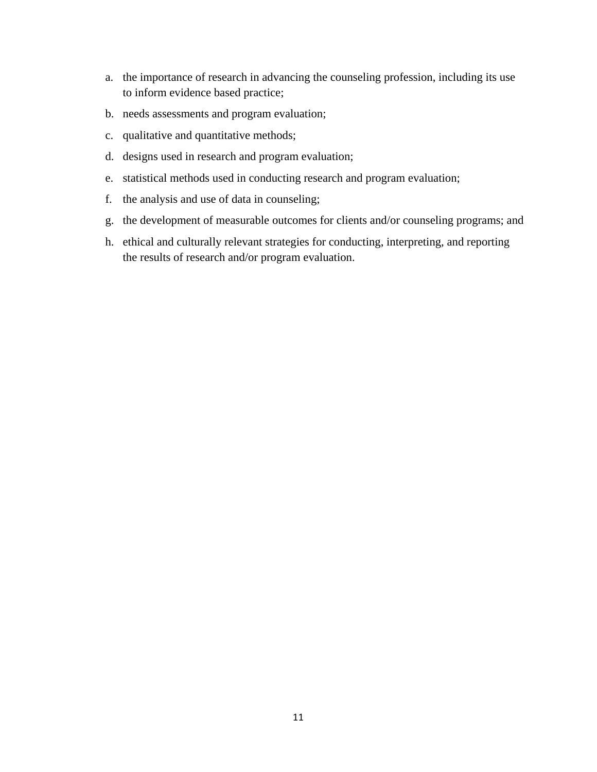a. the importance of research in advancing the counseling profession, including its use to inform evidence based practice;
b. needs assessments and program evaluation;
c. qualitative and quantitative methods;
d. designs used in research and program evaluation;
e. statistical methods used in conducting research and program evaluation;
f. the analysis and use of data in counseling;
g. the development of measurable outcomes for clients and/or counseling programs; and
h. ethical and culturally relevant strategies for conducting, interpreting, and reporting the results of research and/or program evaluation.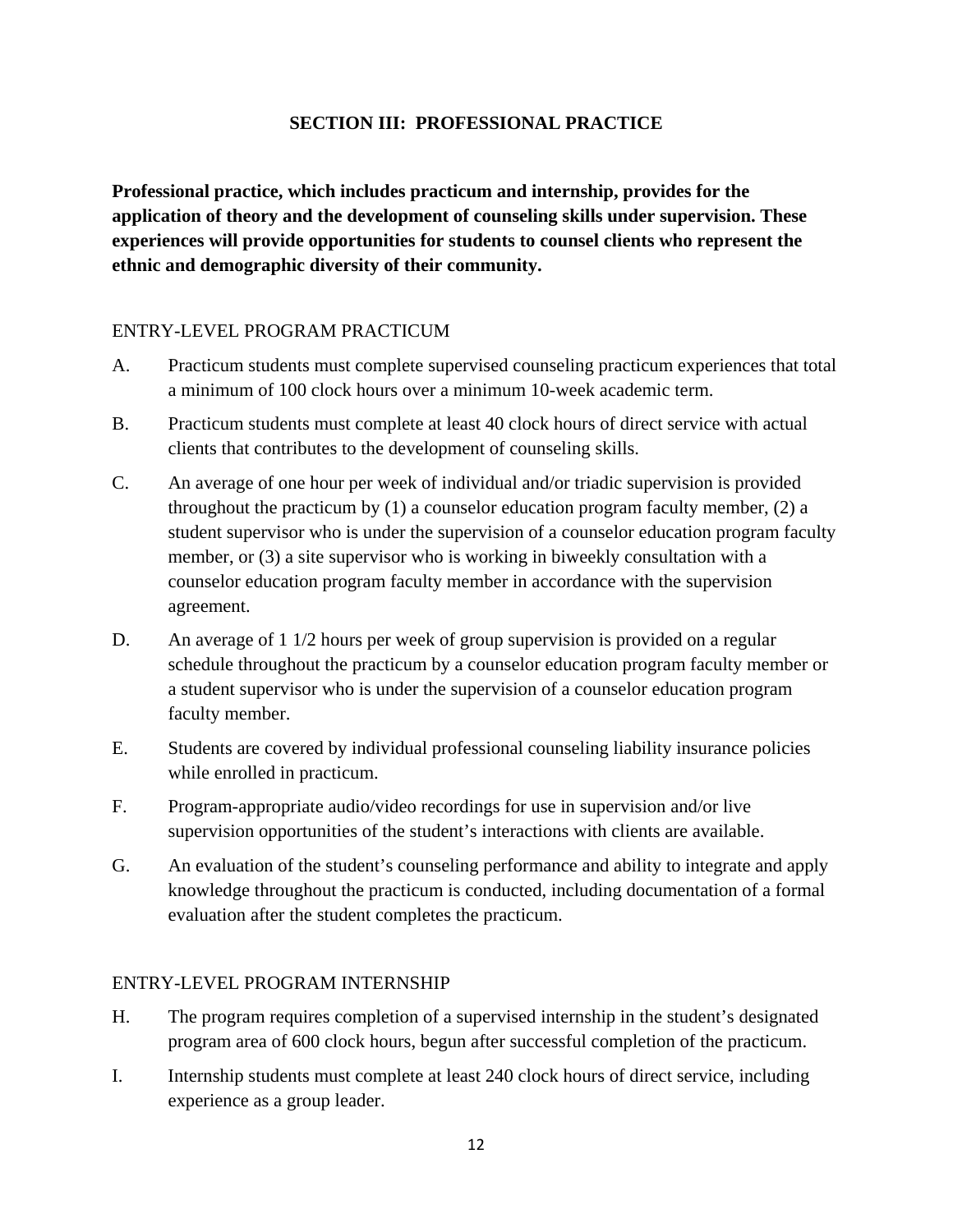## SECTION III: PROFESSIONAL PRACTICE

**Professional practice, which includes practicum and internship, provides for the application of theory and the development of counseling skills under supervision. These experiences will provide opportunities for students to counsel clients who represent the ethnic and demographic diversity of their community.**

### ENTRY-LEVEL PROGRAM PRACTICUM

A. Practicum students must complete supervised counseling practicum experiences that total a minimum of 100 clock hours over a minimum 10-week academic term.

B. Practicum students must complete at least 40 clock hours of direct service with actual clients that contributes to the development of counseling skills.

C. An average of one hour per week of individual and/or triadic supervision is provided throughout the practicum by (1) a counselor education program faculty member, (2) a student supervisor who is under the supervision of a counselor education program faculty member, or (3) a site supervisor who is working in biweekly consultation with a counselor education program faculty member in accordance with the supervision agreement.

D. An average of 1 1/2 hours per week of group supervision is provided on a regular schedule throughout the practicum by a counselor education program faculty member or a student supervisor who is under the supervision of a counselor education program faculty member.

E. Students are covered by individual professional counseling liability insurance policies while enrolled in practicum.

F. Program-appropriate audio/video recordings for use in supervision and/or live supervision opportunities of the student's interactions with clients are available.

G. An evaluation of the student's counseling performance and ability to integrate and apply knowledge throughout the practicum is conducted, including documentation of a formal evaluation after the student completes the practicum.

### ENTRY-LEVEL PROGRAM INTERNSHIP

H. The program requires completion of a supervised internship in the student's designated program area of 600 clock hours, begun after successful completion of the practicum.

I. Internship students must complete at least 240 clock hours of direct service, including experience as a group leader.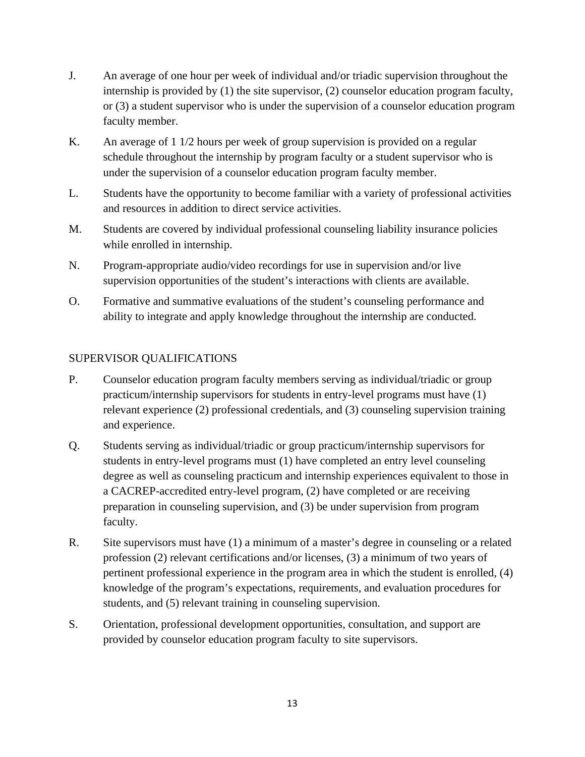J. An average of one hour per week of individual and/or triadic supervision throughout the internship is provided by (1) the site supervisor, (2) counselor education program faculty, or (3) a student supervisor who is under the supervision of a counselor education program faculty member.

K. An average of 1 1/2 hours per week of group supervision is provided on a regular schedule throughout the internship by program faculty or a student supervisor who is under the supervision of a counselor education program faculty member.

L. Students have the opportunity to become familiar with a variety of professional activities and resources in addition to direct service activities.

M. Students are covered by individual professional counseling liability insurance policies while enrolled in internship.

N. Program-appropriate audio/video recordings for use in supervision and/or live supervision opportunities of the student's interactions with clients are available.

O. Formative and summative evaluations of the student's counseling performance and ability to integrate and apply knowledge throughout the internship are conducted.

SUPERVISOR QUALIFICATIONS

P. Counselor education program faculty members serving as individual/triadic or group practicum/internship supervisors for students in entry-level programs must have (1) relevant experience (2) professional credentials, and (3) counseling supervision training and experience.

Q. Students serving as individual/triadic or group practicum/internship supervisors for students in entry-level programs must (1) have completed an entry level counseling degree as well as counseling practicum and internship experiences equivalent to those in a CACREP-accredited entry-level program, (2) have completed or are receiving preparation in counseling supervision, and (3) be under supervision from program faculty.

R. Site supervisors must have (1) a minimum of a master's degree in counseling or a related profession (2) relevant certifications and/or licenses, (3) a minimum of two years of pertinent professional experience in the program area in which the student is enrolled, (4) knowledge of the program's expectations, requirements, and evaluation procedures for students, and (5) relevant training in counseling supervision.

S. Orientation, professional development opportunities, consultation, and support are provided by counselor education program faculty to site supervisors.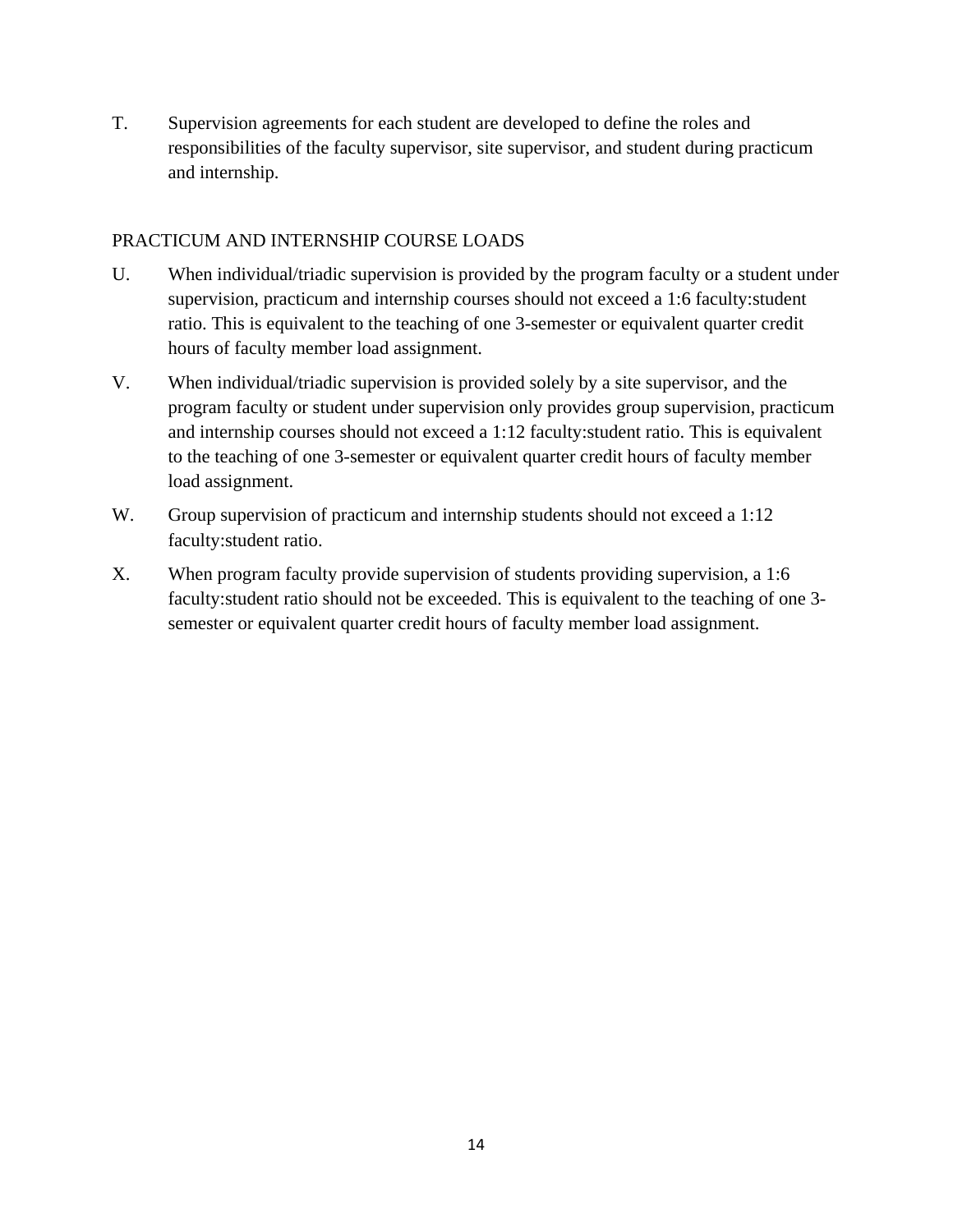T. Supervision agreements for each student are developed to define the roles and responsibilities of the faculty supervisor, site supervisor, and student during practicum and internship.

PRACTICUM AND INTERNSHIP COURSE LOADS

U. When individual/triadic supervision is provided by the program faculty or a student under supervision, practicum and internship courses should not exceed a 1:6 faculty:student ratio. This is equivalent to the teaching of one 3-semester or equivalent quarter credit hours of faculty member load assignment.

V. When individual/triadic supervision is provided solely by a site supervisor, and the program faculty or student under supervision only provides group supervision, practicum and internship courses should not exceed a 1:12 faculty:student ratio. This is equivalent to the teaching of one 3-semester or equivalent quarter credit hours of faculty member load assignment.

W. Group supervision of practicum and internship students should not exceed a 1:12 faculty:student ratio.

X. When program faculty provide supervision of students providing supervision, a 1:6 faculty:student ratio should not be exceeded. This is equivalent to the teaching of one 3-semester or equivalent quarter credit hours of faculty member load assignment.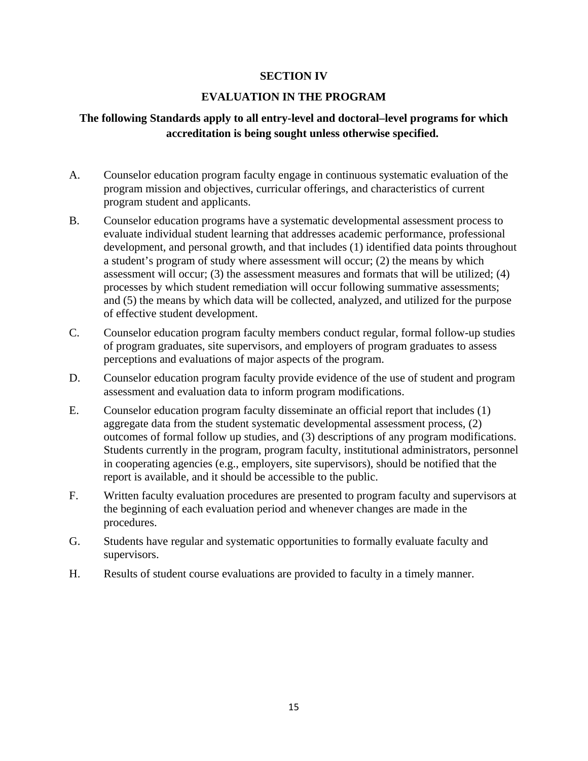## SECTION IV

## EVALUATION IN THE PROGRAM

**The following Standards apply to all entry-level and doctoral–level programs for which accreditation is being sought unless otherwise specified.**

A. Counselor education program faculty engage in continuous systematic evaluation of the program mission and objectives, curricular offerings, and characteristics of current program student and applicants.

B. Counselor education programs have a systematic developmental assessment process to evaluate individual student learning that addresses academic performance, professional development, and personal growth, and that includes (1) identified data points throughout a student's program of study where assessment will occur; (2) the means by which assessment will occur; (3) the assessment measures and formats that will be utilized; (4) processes by which student remediation will occur following summative assessments; and (5) the means by which data will be collected, analyzed, and utilized for the purpose of effective student development.

C. Counselor education program faculty members conduct regular, formal follow-up studies of program graduates, site supervisors, and employers of program graduates to assess perceptions and evaluations of major aspects of the program.

D. Counselor education program faculty provide evidence of the use of student and program assessment and evaluation data to inform program modifications.

E. Counselor education program faculty disseminate an official report that includes (1) aggregate data from the student systematic developmental assessment process, (2) outcomes of formal follow up studies, and (3) descriptions of any program modifications. Students currently in the program, program faculty, institutional administrators, personnel in cooperating agencies (e.g., employers, site supervisors), should be notified that the report is available, and it should be accessible to the public.

F. Written faculty evaluation procedures are presented to program faculty and supervisors at the beginning of each evaluation period and whenever changes are made in the procedures.

G. Students have regular and systematic opportunities to formally evaluate faculty and supervisors.

H. Results of student course evaluations are provided to faculty in a timely manner.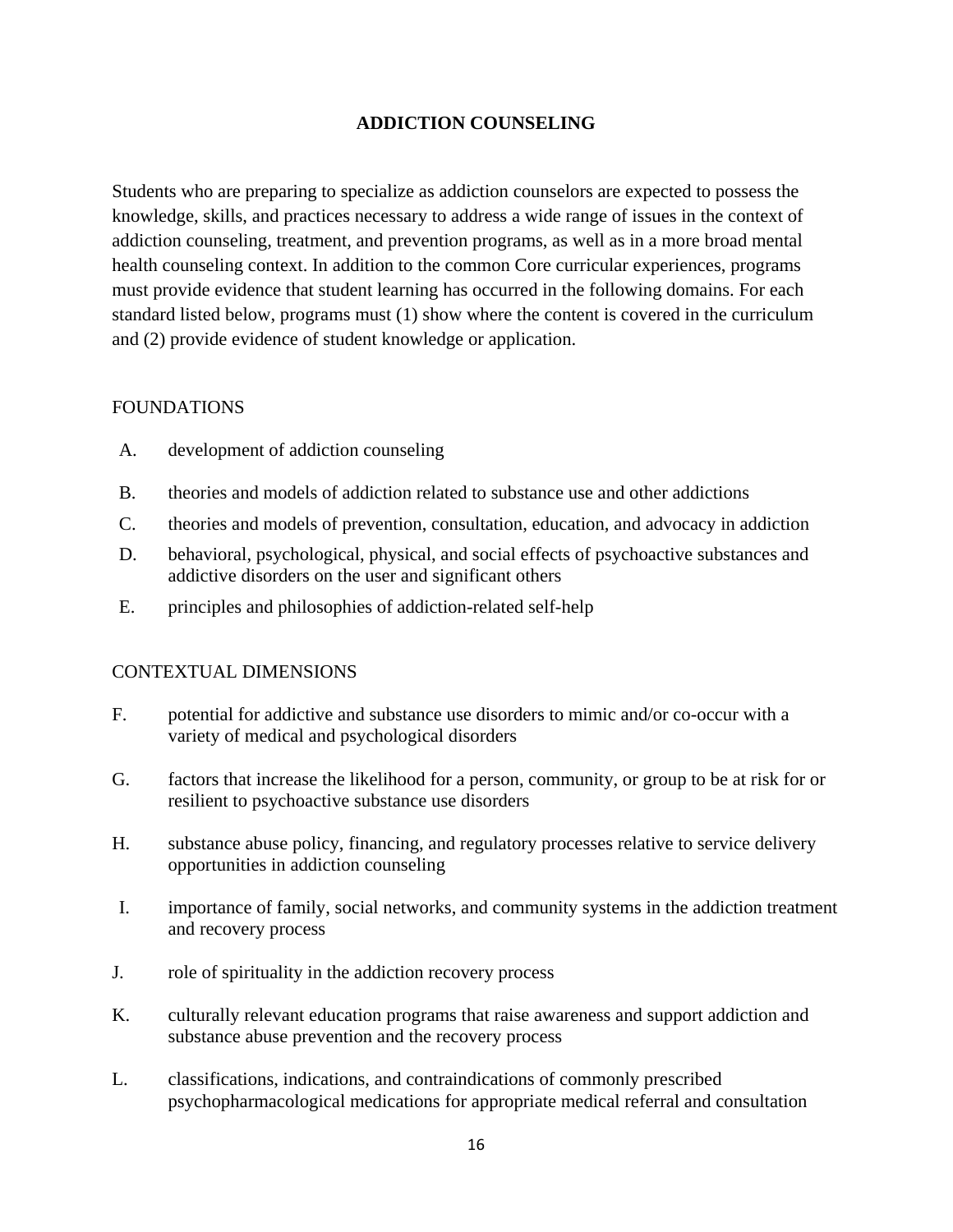## ADDICTION COUNSELING

Students who are preparing to specialize as addiction counselors are expected to possess the knowledge, skills, and practices necessary to address a wide range of issues in the context of addiction counseling, treatment, and prevention programs, as well as in a more broad mental health counseling context. In addition to the common Core curricular experiences, programs must provide evidence that student learning has occurred in the following domains. For each standard listed below, programs must (1) show where the content is covered in the curriculum and (2) provide evidence of student knowledge or application.

### FOUNDATIONS

A. development of addiction counseling

B. theories and models of addiction related to substance use and other addictions

C. theories and models of prevention, consultation, education, and advocacy in addiction

D. behavioral, psychological, physical, and social effects of psychoactive substances and addictive disorders on the user and significant others

E. principles and philosophies of addiction-related self-help

### CONTEXTUAL DIMENSIONS

F. potential for addictive and substance use disorders to mimic and/or co-occur with a variety of medical and psychological disorders

G. factors that increase the likelihood for a person, community, or group to be at risk for or resilient to psychoactive substance use disorders

H. substance abuse policy, financing, and regulatory processes relative to service delivery opportunities in addiction counseling

I. importance of family, social networks, and community systems in the addiction treatment and recovery process

J. role of spirituality in the addiction recovery process

K. culturally relevant education programs that raise awareness and support addiction and substance abuse prevention and the recovery process

L. classifications, indications, and contraindications of commonly prescribed psychopharmacological medications for appropriate medical referral and consultation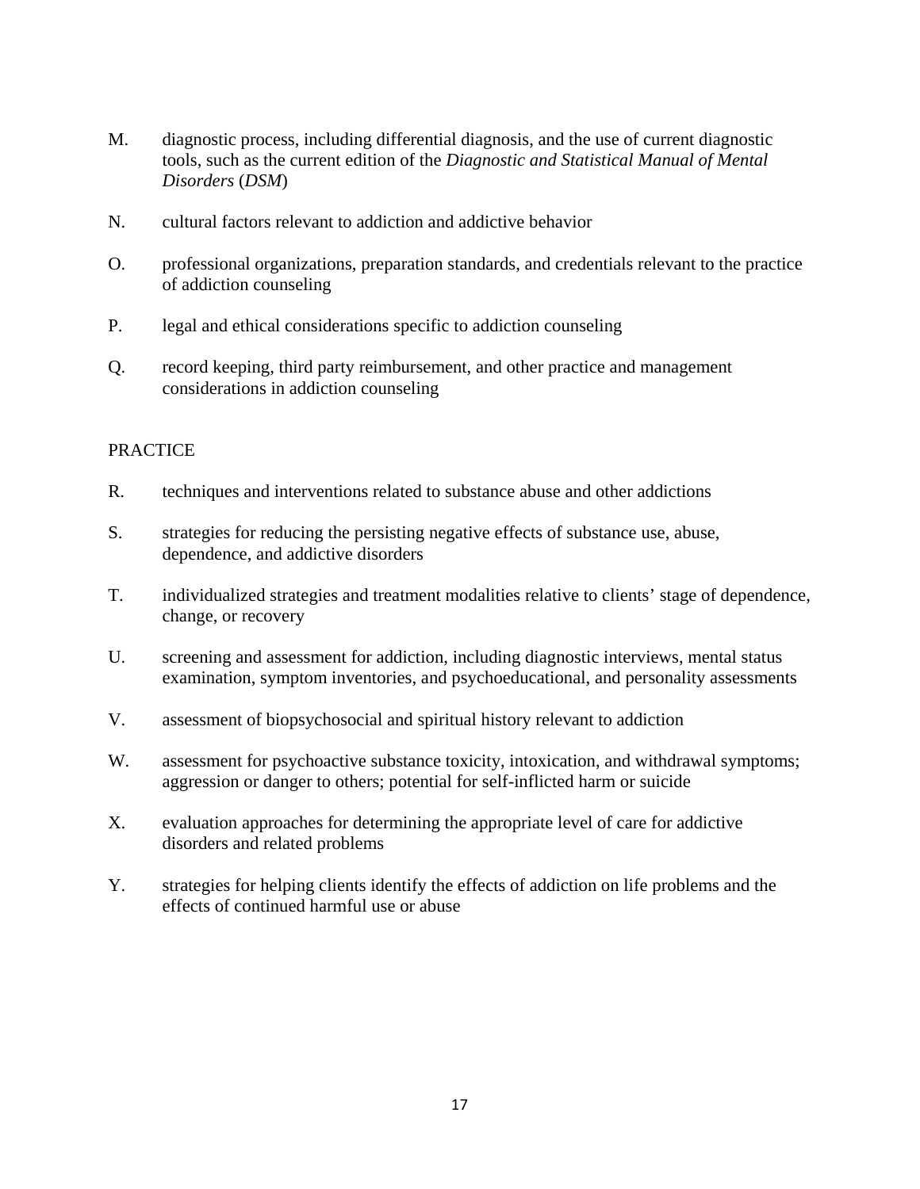M. diagnostic process, including differential diagnosis, and the use of current diagnostic tools, such as the current edition of the *Diagnostic and Statistical Manual of Mental Disorders* (*DSM*)

N. cultural factors relevant to addiction and addictive behavior

O. professional organizations, preparation standards, and credentials relevant to the practice of addiction counseling

P. legal and ethical considerations specific to addiction counseling

Q. record keeping, third party reimbursement, and other practice and management considerations in addiction counseling

PRACTICE

R. techniques and interventions related to substance abuse and other addictions

S. strategies for reducing the persisting negative effects of substance use, abuse, dependence, and addictive disorders

T. individualized strategies and treatment modalities relative to clients' stage of dependence, change, or recovery

U. screening and assessment for addiction, including diagnostic interviews, mental status examination, symptom inventories, and psychoeducational, and personality assessments

V. assessment of biopsychosocial and spiritual history relevant to addiction

W. assessment for psychoactive substance toxicity, intoxication, and withdrawal symptoms; aggression or danger to others; potential for self-inflicted harm or suicide

X. evaluation approaches for determining the appropriate level of care for addictive disorders and related problems

Y. strategies for helping clients identify the effects of addiction on life problems and the effects of continued harmful use or abuse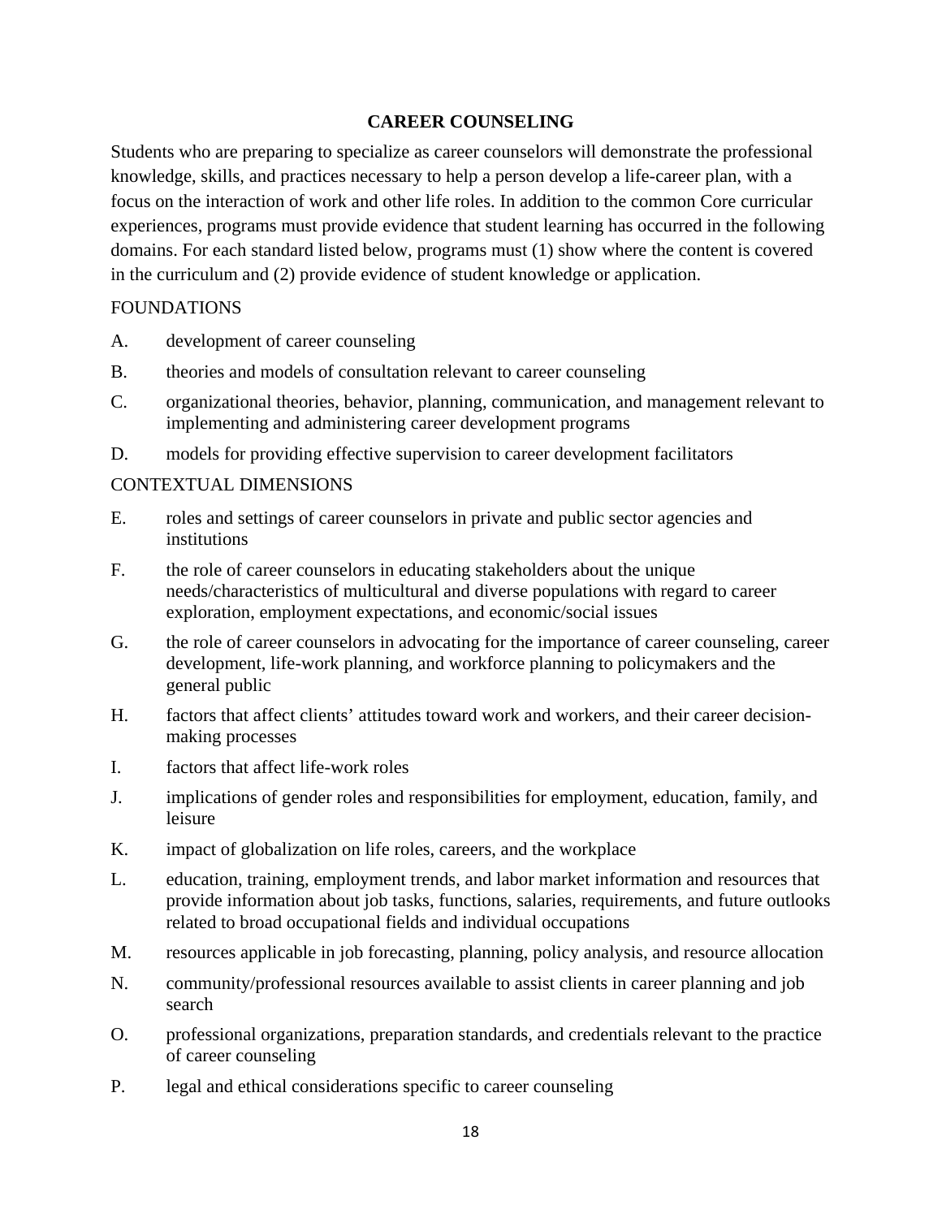## CAREER COUNSELING

Students who are preparing to specialize as career counselors will demonstrate the professional knowledge, skills, and practices necessary to help a person develop a life-career plan, with a focus on the interaction of work and other life roles. In addition to the common Core curricular experiences, programs must provide evidence that student learning has occurred in the following domains. For each standard listed below, programs must (1) show where the content is covered in the curriculum and (2) provide evidence of student knowledge or application.

### FOUNDATIONS

A. development of career counseling

B. theories and models of consultation relevant to career counseling

C. organizational theories, behavior, planning, communication, and management relevant to implementing and administering career development programs

D. models for providing effective supervision to career development facilitators

### CONTEXTUAL DIMENSIONS

E. roles and settings of career counselors in private and public sector agencies and institutions

F. the role of career counselors in educating stakeholders about the unique needs/characteristics of multicultural and diverse populations with regard to career exploration, employment expectations, and economic/social issues

G. the role of career counselors in advocating for the importance of career counseling, career development, life-work planning, and workforce planning to policymakers and the general public

H. factors that affect clients' attitudes toward work and workers, and their career decision-making processes

I. factors that affect life-work roles

J. implications of gender roles and responsibilities for employment, education, family, and leisure

K. impact of globalization on life roles, careers, and the workplace

L. education, training, employment trends, and labor market information and resources that provide information about job tasks, functions, salaries, requirements, and future outlooks related to broad occupational fields and individual occupations

M. resources applicable in job forecasting, planning, policy analysis, and resource allocation

N. community/professional resources available to assist clients in career planning and job search

O. professional organizations, preparation standards, and credentials relevant to the practice of career counseling

P. legal and ethical considerations specific to career counseling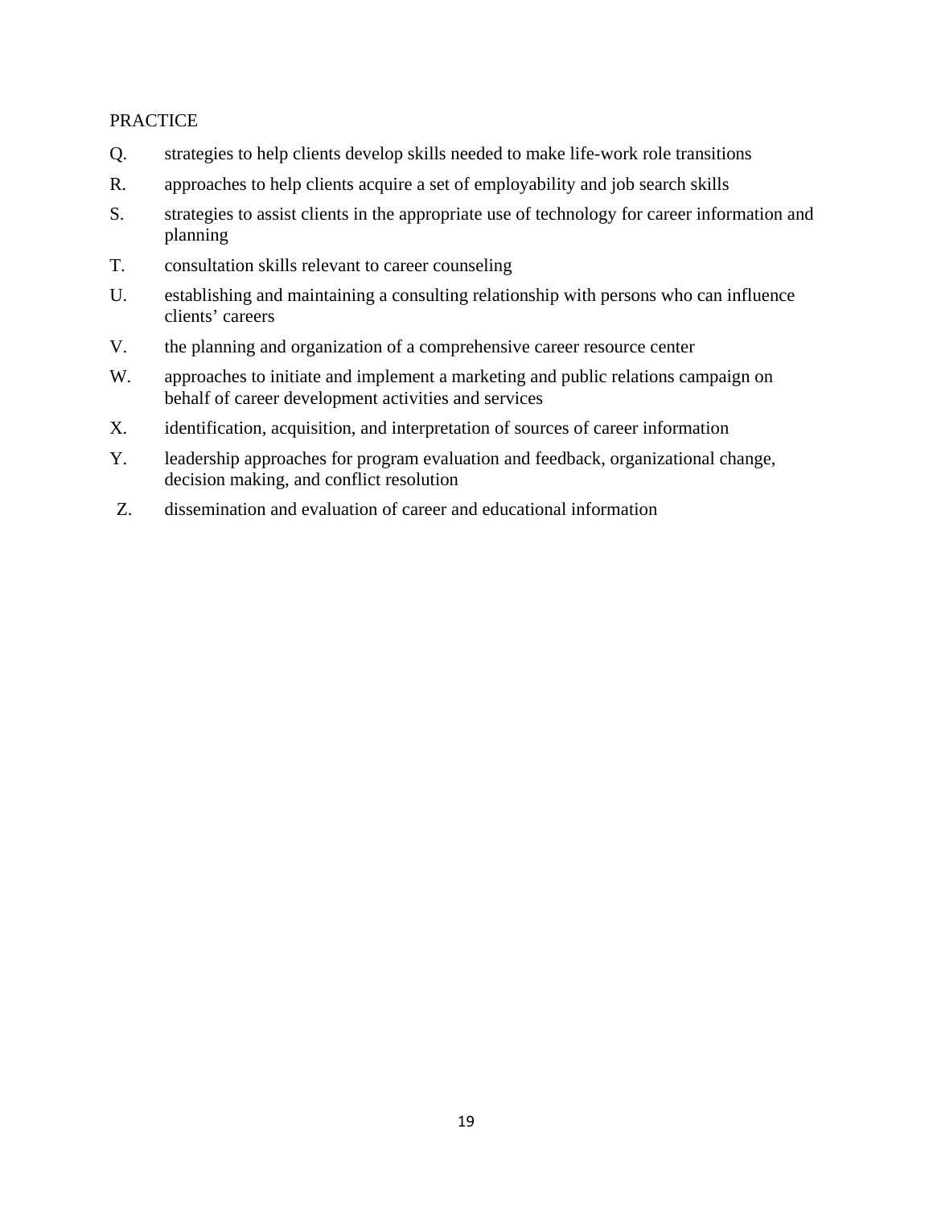PRACTICE

Q. strategies to help clients develop skills needed to make life-work role transitions

R. approaches to help clients acquire a set of employability and job search skills

S. strategies to assist clients in the appropriate use of technology for career information and planning

T. consultation skills relevant to career counseling

U. establishing and maintaining a consulting relationship with persons who can influence clients' careers

V. the planning and organization of a comprehensive career resource center

W. approaches to initiate and implement a marketing and public relations campaign on behalf of career development activities and services

X. identification, acquisition, and interpretation of sources of career information

Y. leadership approaches for program evaluation and feedback, organizational change, decision making, and conflict resolution

Z. dissemination and evaluation of career and educational information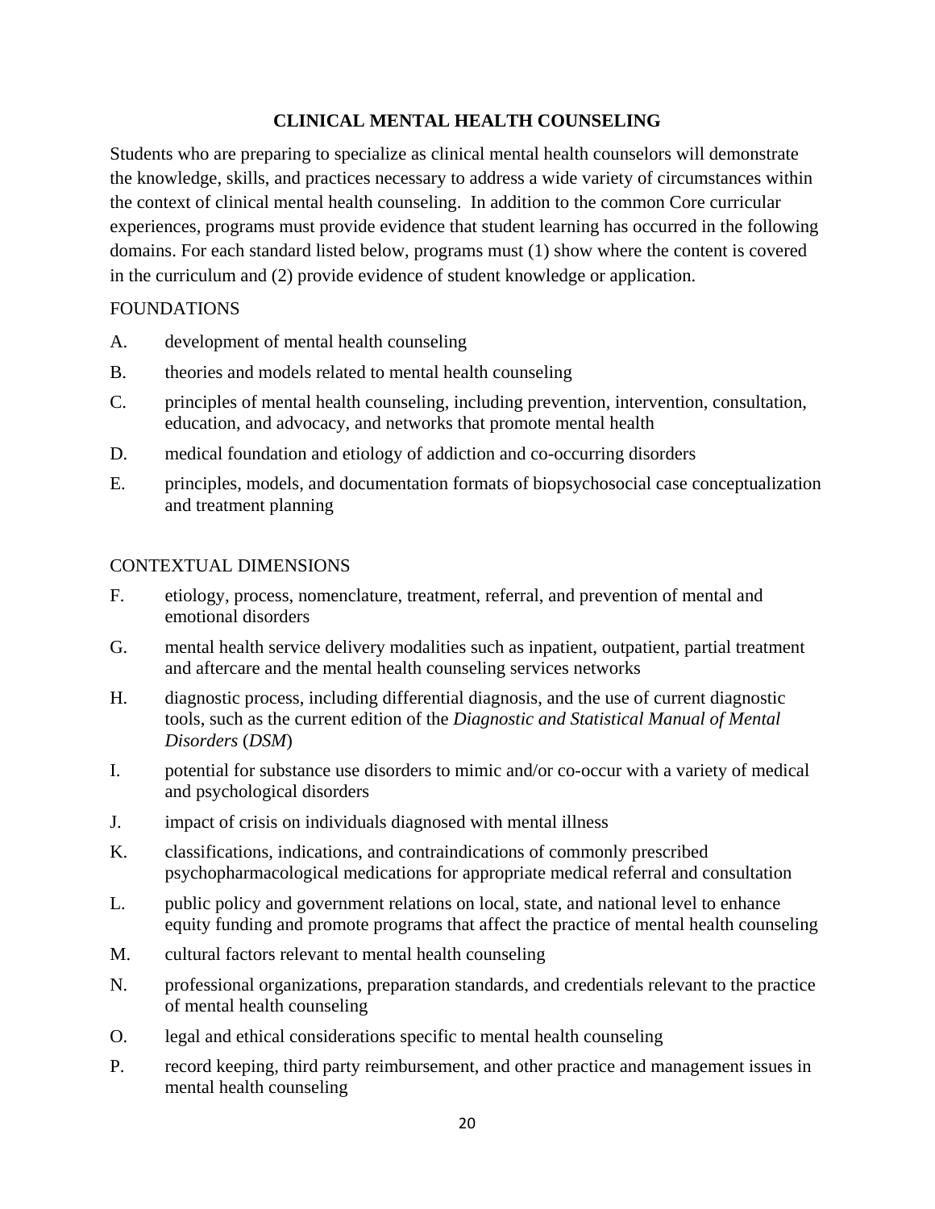## CLINICAL MENTAL HEALTH COUNSELING

Students who are preparing to specialize as clinical mental health counselors will demonstrate the knowledge, skills, and practices necessary to address a wide variety of circumstances within the context of clinical mental health counseling. In addition to the common Core curricular experiences, programs must provide evidence that student learning has occurred in the following domains. For each standard listed below, programs must (1) show where the content is covered in the curriculum and (2) provide evidence of student knowledge or application.

### FOUNDATIONS

A. development of mental health counseling

B. theories and models related to mental health counseling

C. principles of mental health counseling, including prevention, intervention, consultation, education, and advocacy, and networks that promote mental health

D. medical foundation and etiology of addiction and co-occurring disorders

E. principles, models, and documentation formats of biopsychosocial case conceptualization and treatment planning

### CONTEXTUAL DIMENSIONS

F. etiology, process, nomenclature, treatment, referral, and prevention of mental and emotional disorders

G. mental health service delivery modalities such as inpatient, outpatient, partial treatment and aftercare and the mental health counseling services networks

H. diagnostic process, including differential diagnosis, and the use of current diagnostic tools, such as the current edition of the *Diagnostic and Statistical Manual of Mental Disorders* (*DSM*)

I. potential for substance use disorders to mimic and/or co-occur with a variety of medical and psychological disorders

J. impact of crisis on individuals diagnosed with mental illness

K. classifications, indications, and contraindications of commonly prescribed psychopharmacological medications for appropriate medical referral and consultation

L. public policy and government relations on local, state, and national level to enhance equity funding and promote programs that affect the practice of mental health counseling

M. cultural factors relevant to mental health counseling

N. professional organizations, preparation standards, and credentials relevant to the practice of mental health counseling

O. legal and ethical considerations specific to mental health counseling

P. record keeping, third party reimbursement, and other practice and management issues in mental health counseling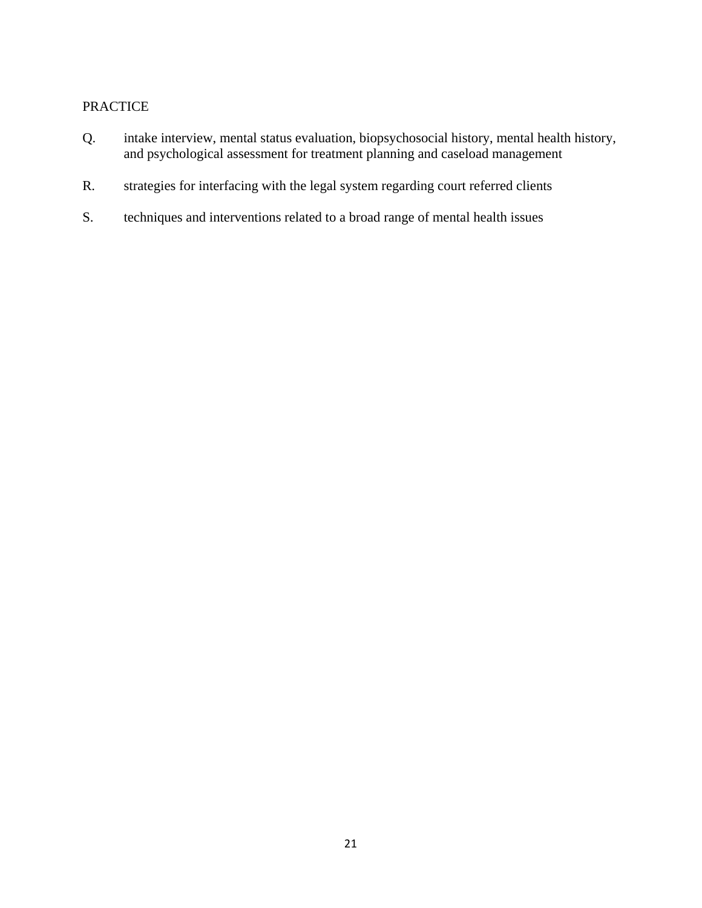PRACTICE

Q. intake interview, mental status evaluation, biopsychosocial history, mental health history, and psychological assessment for treatment planning and caseload management

R. strategies for interfacing with the legal system regarding court referred clients

S. techniques and interventions related to a broad range of mental health issues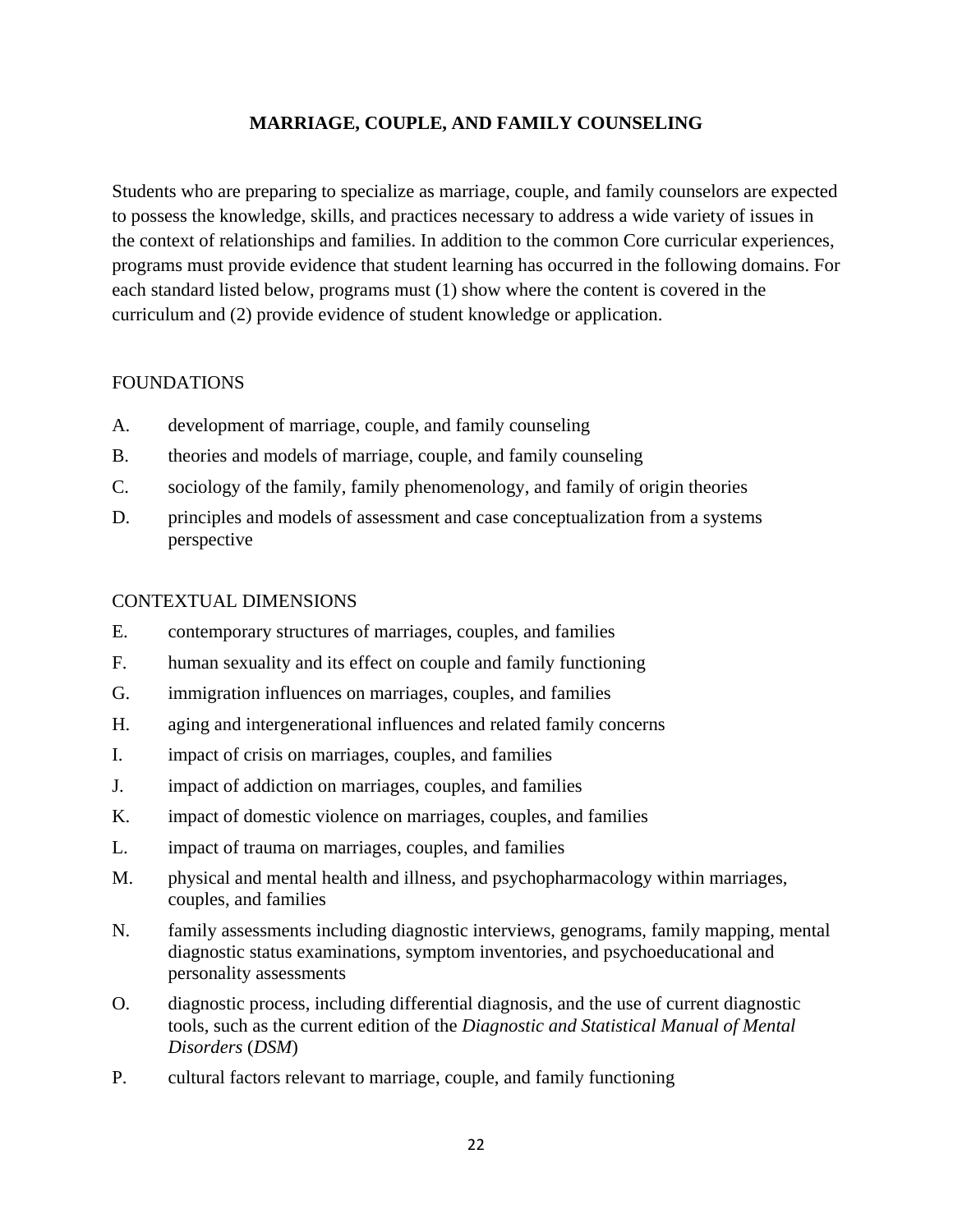## MARRIAGE, COUPLE, AND FAMILY COUNSELING

Students who are preparing to specialize as marriage, couple, and family counselors are expected to possess the knowledge, skills, and practices necessary to address a wide variety of issues in the context of relationships and families. In addition to the common Core curricular experiences, programs must provide evidence that student learning has occurred in the following domains. For each standard listed below, programs must (1) show where the content is covered in the curriculum and (2) provide evidence of student knowledge or application.

### FOUNDATIONS

A. development of marriage, couple, and family counseling

B. theories and models of marriage, couple, and family counseling

C. sociology of the family, family phenomenology, and family of origin theories

D. principles and models of assessment and case conceptualization from a systems perspective

### CONTEXTUAL DIMENSIONS

E. contemporary structures of marriages, couples, and families

F. human sexuality and its effect on couple and family functioning

G. immigration influences on marriages, couples, and families

H. aging and intergenerational influences and related family concerns

I. impact of crisis on marriages, couples, and families

J. impact of addiction on marriages, couples, and families

K. impact of domestic violence on marriages, couples, and families

L. impact of trauma on marriages, couples, and families

M. physical and mental health and illness, and psychopharmacology within marriages, couples, and families

N. family assessments including diagnostic interviews, genograms, family mapping, mental diagnostic status examinations, symptom inventories, and psychoeducational and personality assessments

O. diagnostic process, including differential diagnosis, and the use of current diagnostic tools, such as the current edition of the *Diagnostic and Statistical Manual of Mental Disorders* (*DSM*)

P. cultural factors relevant to marriage, couple, and family functioning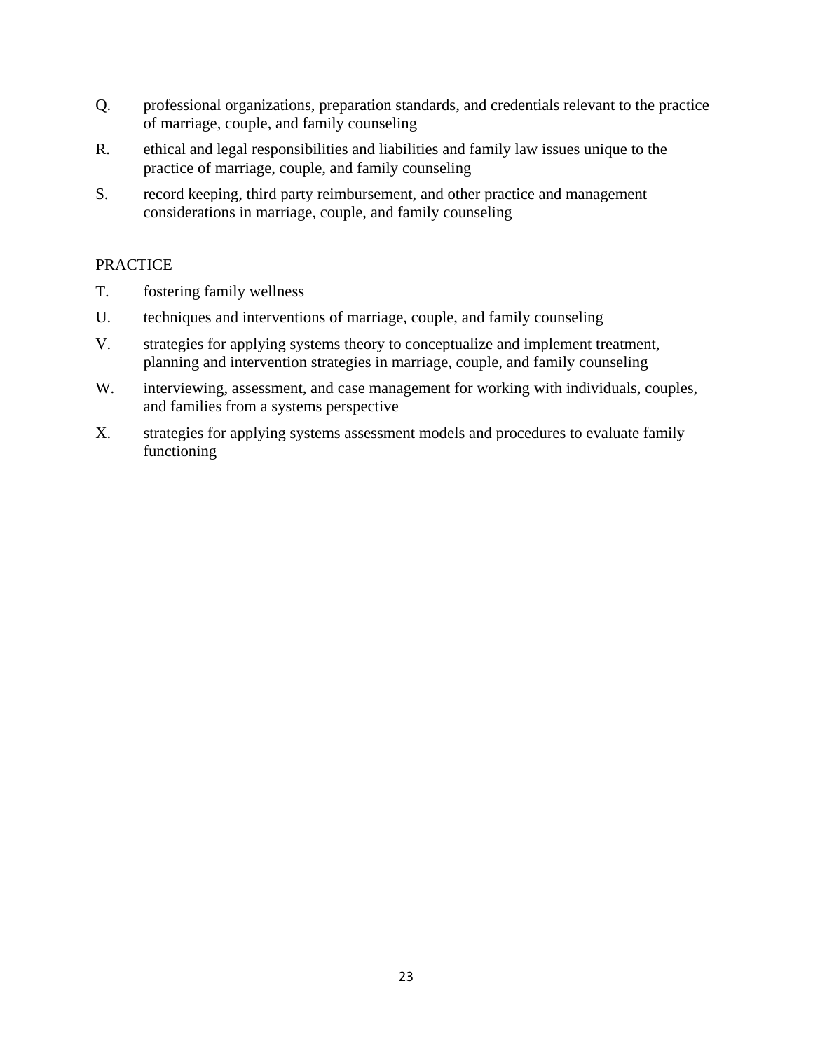Q. professional organizations, preparation standards, and credentials relevant to the practice of marriage, couple, and family counseling

R. ethical and legal responsibilities and liabilities and family law issues unique to the practice of marriage, couple, and family counseling

S. record keeping, third party reimbursement, and other practice and management considerations in marriage, couple, and family counseling

PRACTICE

T. fostering family wellness

U. techniques and interventions of marriage, couple, and family counseling

V. strategies for applying systems theory to conceptualize and implement treatment, planning and intervention strategies in marriage, couple, and family counseling

W. interviewing, assessment, and case management for working with individuals, couples, and families from a systems perspective

X. strategies for applying systems assessment models and procedures to evaluate family functioning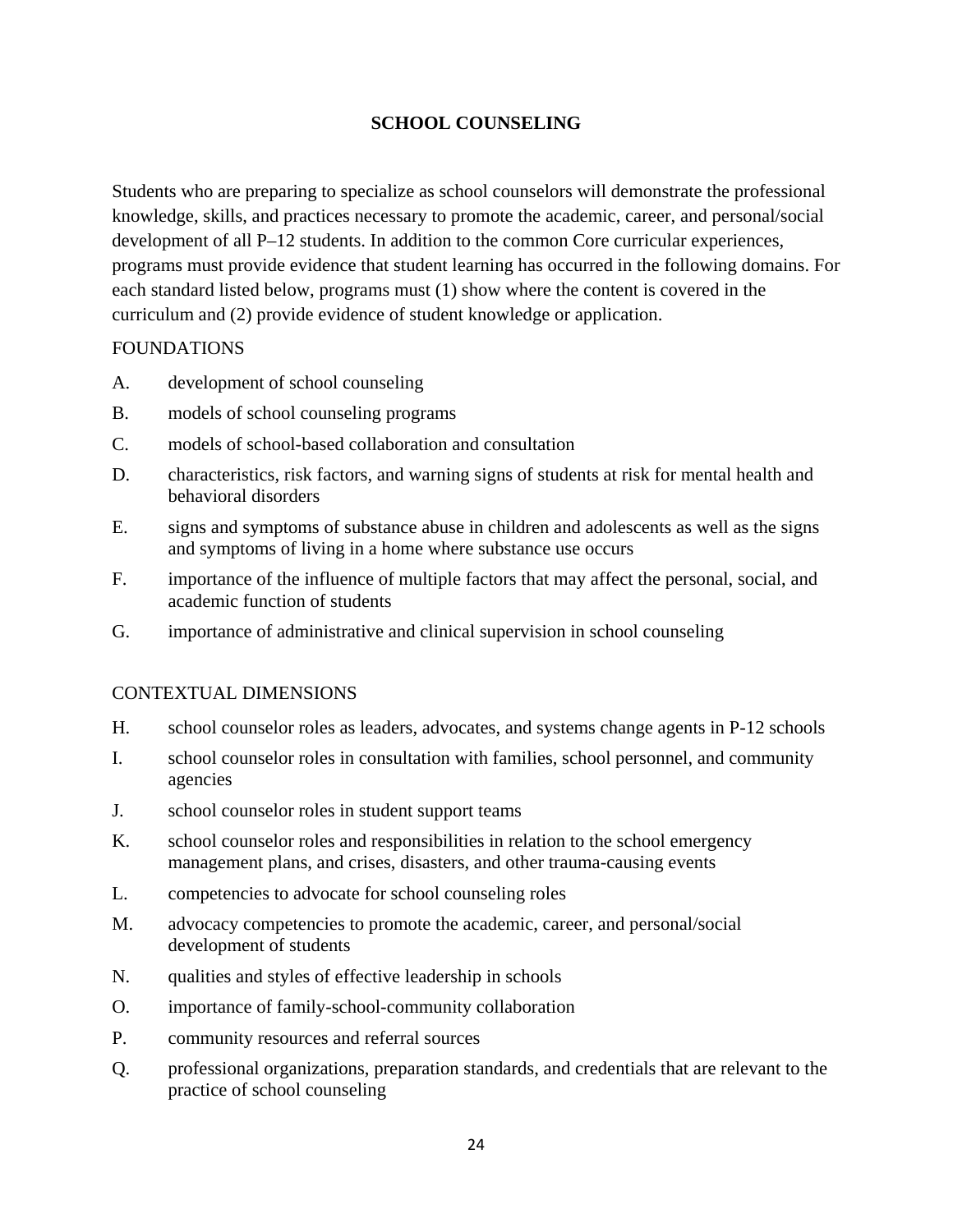## SCHOOL COUNSELING

Students who are preparing to specialize as school counselors will demonstrate the professional knowledge, skills, and practices necessary to promote the academic, career, and personal/social development of all P–12 students. In addition to the common Core curricular experiences, programs must provide evidence that student learning has occurred in the following domains. For each standard listed below, programs must (1) show where the content is covered in the curriculum and (2) provide evidence of student knowledge or application.

FOUNDATIONS

A. development of school counseling

B. models of school counseling programs

C. models of school-based collaboration and consultation

D. characteristics, risk factors, and warning signs of students at risk for mental health and behavioral disorders

E. signs and symptoms of substance abuse in children and adolescents as well as the signs and symptoms of living in a home where substance use occurs

F. importance of the influence of multiple factors that may affect the personal, social, and academic function of students

G. importance of administrative and clinical supervision in school counseling

CONTEXTUAL DIMENSIONS

H. school counselor roles as leaders, advocates, and systems change agents in P-12 schools

I. school counselor roles in consultation with families, school personnel, and community agencies

J. school counselor roles in student support teams

K. school counselor roles and responsibilities in relation to the school emergency management plans, and crises, disasters, and other trauma-causing events

L. competencies to advocate for school counseling roles

M. advocacy competencies to promote the academic, career, and personal/social development of students

N. qualities and styles of effective leadership in schools

O. importance of family-school-community collaboration

P. community resources and referral sources

Q. professional organizations, preparation standards, and credentials that are relevant to the practice of school counseling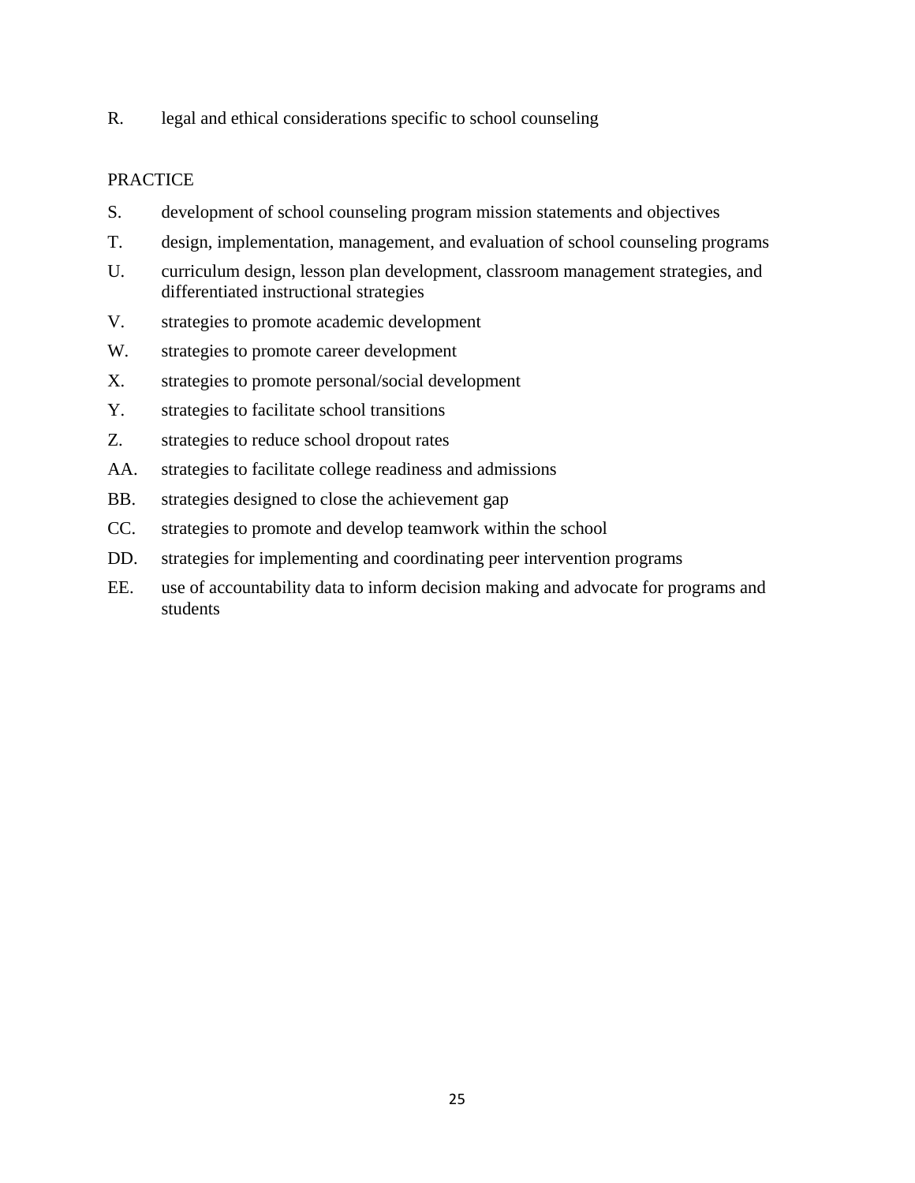R. legal and ethical considerations specific to school counseling

PRACTICE

S. development of school counseling program mission statements and objectives

T. design, implementation, management, and evaluation of school counseling programs

U. curriculum design, lesson plan development, classroom management strategies, and differentiated instructional strategies

V. strategies to promote academic development

W. strategies to promote career development

X. strategies to promote personal/social development

Y. strategies to facilitate school transitions

Z. strategies to reduce school dropout rates

AA. strategies to facilitate college readiness and admissions

BB. strategies designed to close the achievement gap

CC. strategies to promote and develop teamwork within the school

DD. strategies for implementing and coordinating peer intervention programs

EE. use of accountability data to inform decision making and advocate for programs and students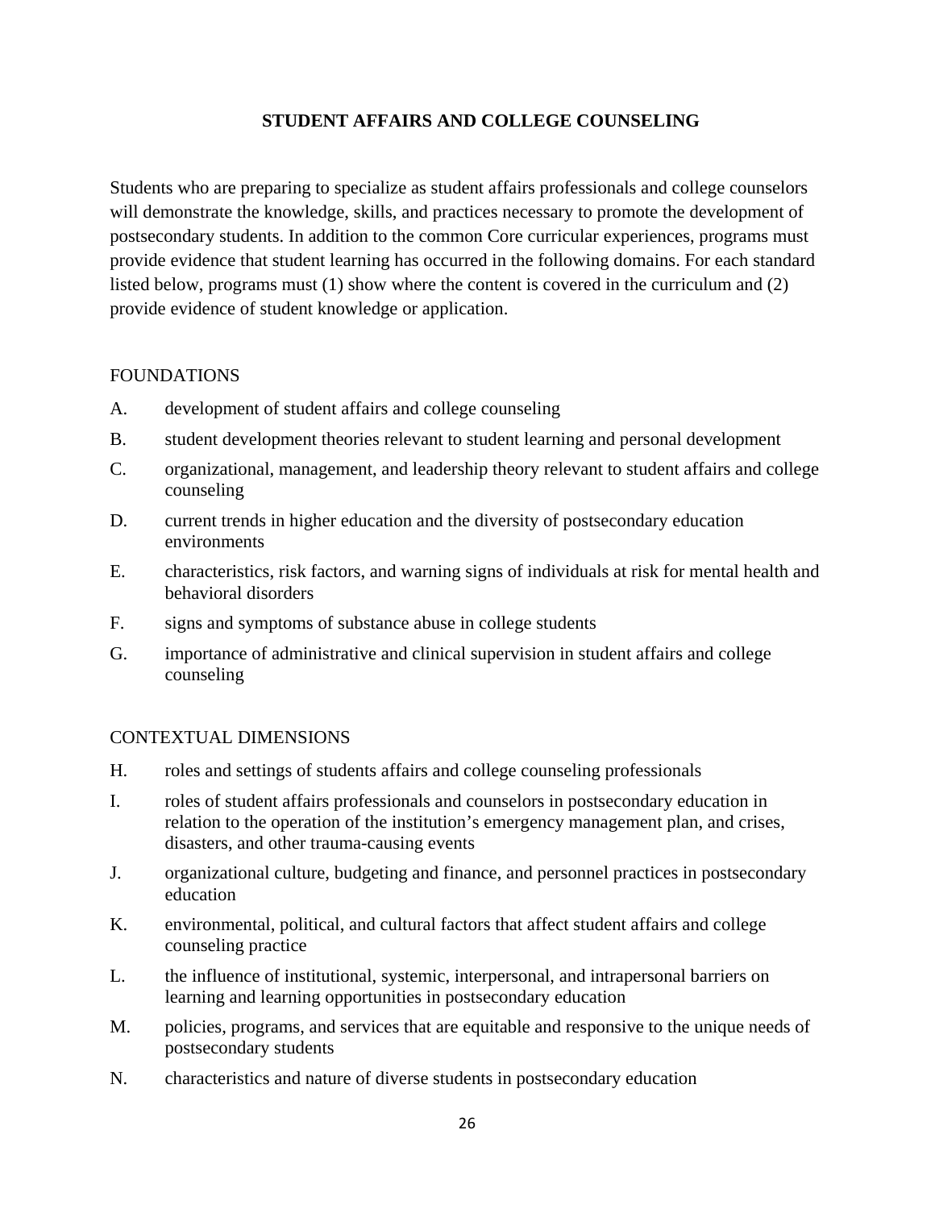## STUDENT AFFAIRS AND COLLEGE COUNSELING

Students who are preparing to specialize as student affairs professionals and college counselors will demonstrate the knowledge, skills, and practices necessary to promote the development of postsecondary students. In addition to the common Core curricular experiences, programs must provide evidence that student learning has occurred in the following domains. For each standard listed below, programs must (1) show where the content is covered in the curriculum and (2) provide evidence of student knowledge or application.

### FOUNDATIONS

A. development of student affairs and college counseling

B. student development theories relevant to student learning and personal development

C. organizational, management, and leadership theory relevant to student affairs and college counseling

D. current trends in higher education and the diversity of postsecondary education environments

E. characteristics, risk factors, and warning signs of individuals at risk for mental health and behavioral disorders

F. signs and symptoms of substance abuse in college students

G. importance of administrative and clinical supervision in student affairs and college counseling

### CONTEXTUAL DIMENSIONS

H. roles and settings of students affairs and college counseling professionals

I. roles of student affairs professionals and counselors in postsecondary education in relation to the operation of the institution's emergency management plan, and crises, disasters, and other trauma-causing events

J. organizational culture, budgeting and finance, and personnel practices in postsecondary education

K. environmental, political, and cultural factors that affect student affairs and college counseling practice

L. the influence of institutional, systemic, interpersonal, and intrapersonal barriers on learning and learning opportunities in postsecondary education

M. policies, programs, and services that are equitable and responsive to the unique needs of postsecondary students

N. characteristics and nature of diverse students in postsecondary education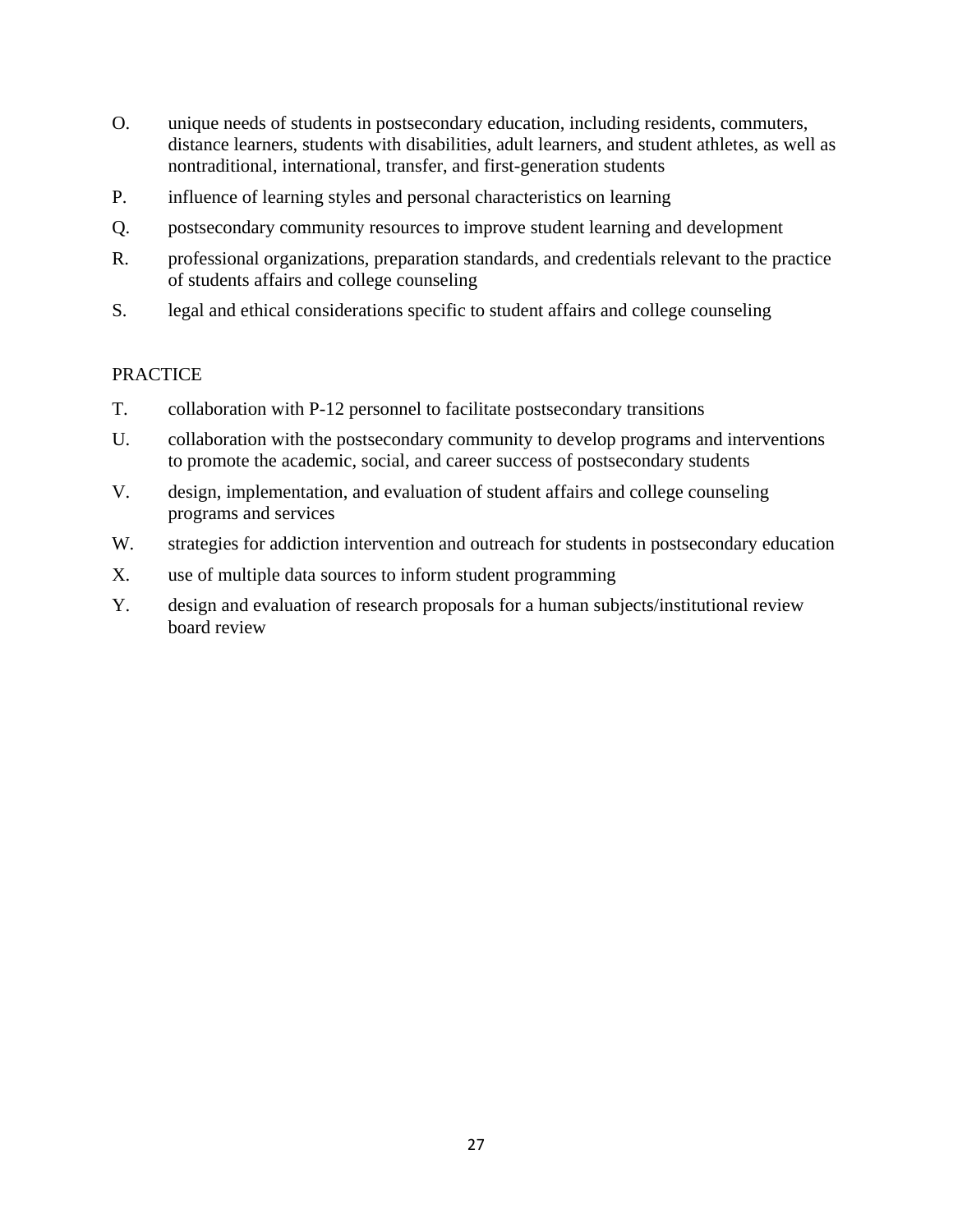O. unique needs of students in postsecondary education, including residents, commuters, distance learners, students with disabilities, adult learners, and student athletes, as well as nontraditional, international, transfer, and first-generation students

P. influence of learning styles and personal characteristics on learning

Q. postsecondary community resources to improve student learning and development

R. professional organizations, preparation standards, and credentials relevant to the practice of students affairs and college counseling

S. legal and ethical considerations specific to student affairs and college counseling

PRACTICE

T. collaboration with P-12 personnel to facilitate postsecondary transitions

U. collaboration with the postsecondary community to develop programs and interventions to promote the academic, social, and career success of postsecondary students

V. design, implementation, and evaluation of student affairs and college counseling programs and services

W. strategies for addiction intervention and outreach for students in postsecondary education

X. use of multiple data sources to inform student programming

Y. design and evaluation of research proposals for a human subjects/institutional review board review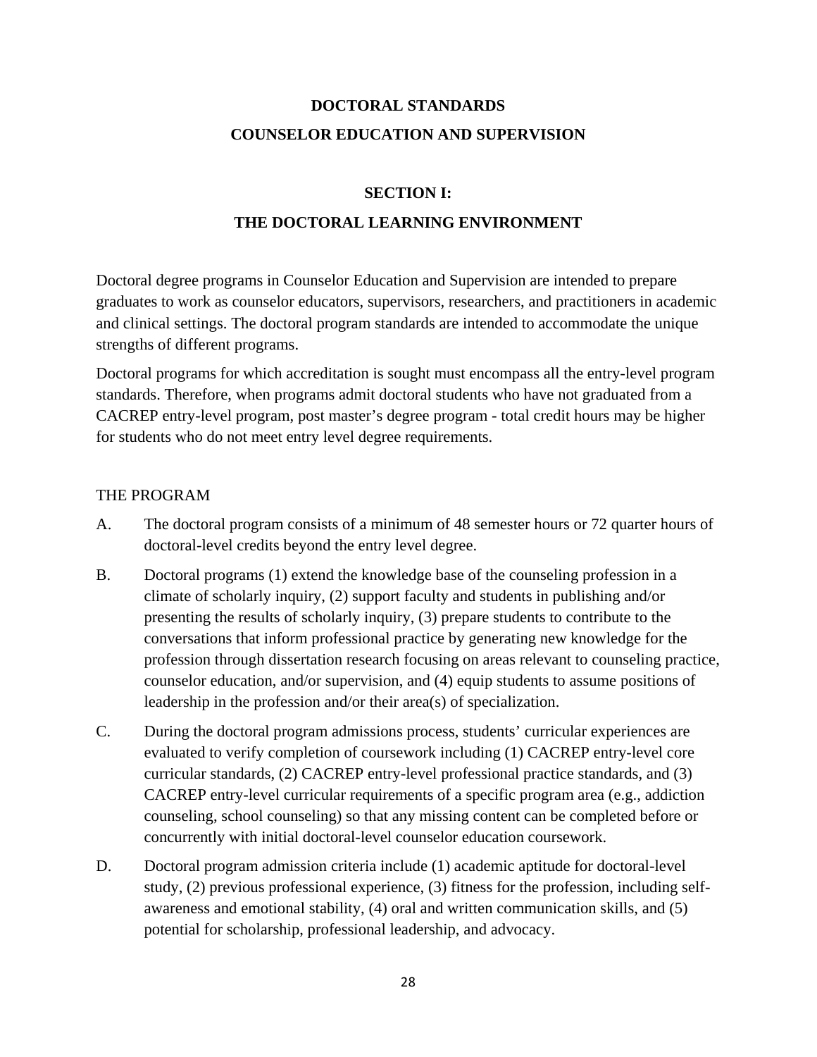# DOCTORAL STANDARDS
# COUNSELOR EDUCATION AND SUPERVISION

## SECTION I:
## THE DOCTORAL LEARNING ENVIRONMENT

Doctoral degree programs in Counselor Education and Supervision are intended to prepare graduates to work as counselor educators, supervisors, researchers, and practitioners in academic and clinical settings. The doctoral program standards are intended to accommodate the unique strengths of different programs.

Doctoral programs for which accreditation is sought must encompass all the entry-level program standards. Therefore, when programs admit doctoral students who have not graduated from a CACREP entry-level program, post master's degree program - total credit hours may be higher for students who do not meet entry level degree requirements.

### THE PROGRAM

A. The doctoral program consists of a minimum of 48 semester hours or 72 quarter hours of doctoral-level credits beyond the entry level degree.

B. Doctoral programs (1) extend the knowledge base of the counseling profession in a climate of scholarly inquiry, (2) support faculty and students in publishing and/or presenting the results of scholarly inquiry, (3) prepare students to contribute to the conversations that inform professional practice by generating new knowledge for the profession through dissertation research focusing on areas relevant to counseling practice, counselor education, and/or supervision, and (4) equip students to assume positions of leadership in the profession and/or their area(s) of specialization.

C. During the doctoral program admissions process, students' curricular experiences are evaluated to verify completion of coursework including (1) CACREP entry-level core curricular standards, (2) CACREP entry-level professional practice standards, and (3) CACREP entry-level curricular requirements of a specific program area (e.g., addiction counseling, school counseling) so that any missing content can be completed before or concurrently with initial doctoral-level counselor education coursework.

D. Doctoral program admission criteria include (1) academic aptitude for doctoral-level study, (2) previous professional experience, (3) fitness for the profession, including self-awareness and emotional stability, (4) oral and written communication skills, and (5) potential for scholarship, professional leadership, and advocacy.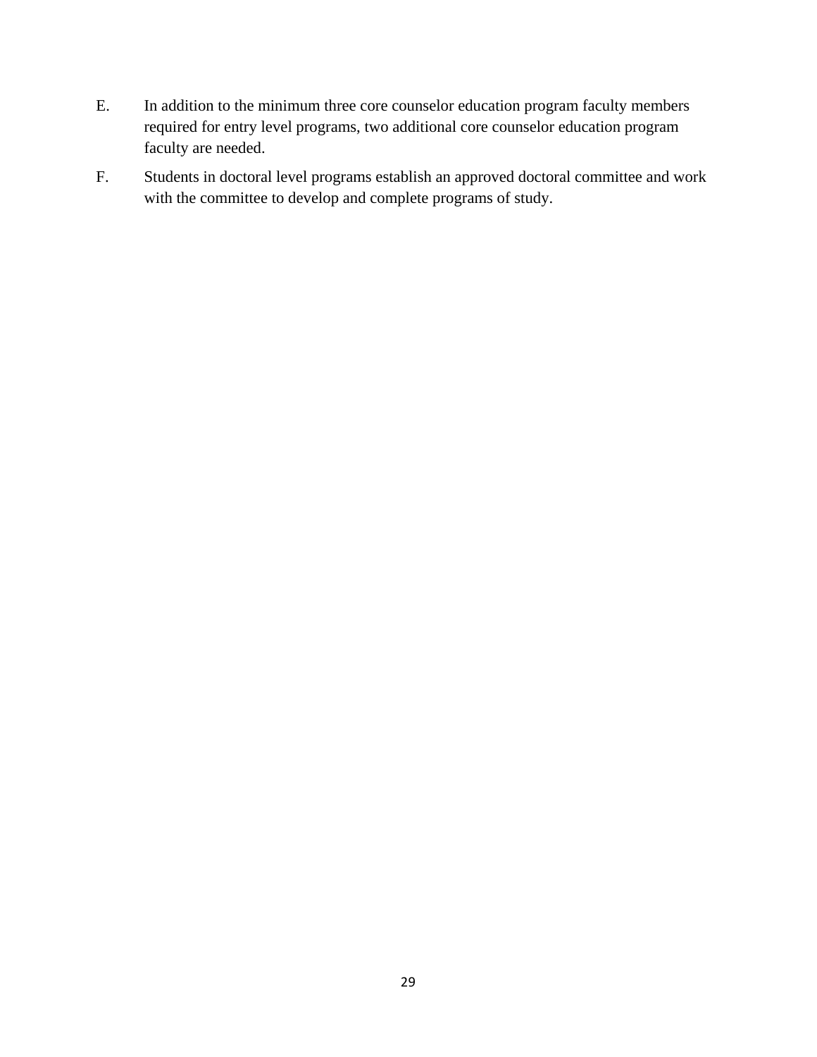E. In addition to the minimum three core counselor education program faculty members required for entry level programs, two additional core counselor education program faculty are needed.

F. Students in doctoral level programs establish an approved doctoral committee and work with the committee to develop and complete programs of study.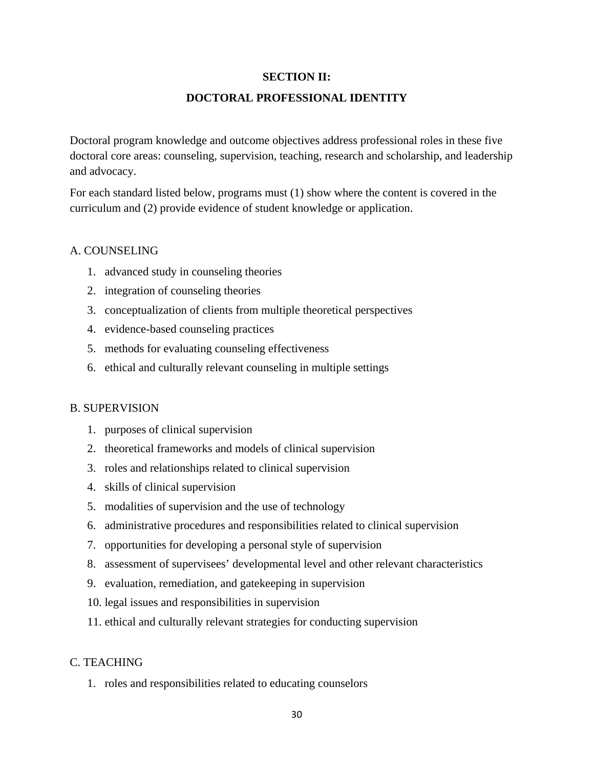## SECTION II:

## DOCTORAL PROFESSIONAL IDENTITY

Doctoral program knowledge and outcome objectives address professional roles in these five doctoral core areas: counseling, supervision, teaching, research and scholarship, and leadership and advocacy.

For each standard listed below, programs must (1) show where the content is covered in the curriculum and (2) provide evidence of student knowledge or application.

### A. COUNSELING

1. advanced study in counseling theories
2. integration of counseling theories
3. conceptualization of clients from multiple theoretical perspectives
4. evidence-based counseling practices
5. methods for evaluating counseling effectiveness
6. ethical and culturally relevant counseling in multiple settings

### B. SUPERVISION

1. purposes of clinical supervision
2. theoretical frameworks and models of clinical supervision
3. roles and relationships related to clinical supervision
4. skills of clinical supervision
5. modalities of supervision and the use of technology
6. administrative procedures and responsibilities related to clinical supervision
7. opportunities for developing a personal style of supervision
8. assessment of supervisees' developmental level and other relevant characteristics
9. evaluation, remediation, and gatekeeping in supervision
10. legal issues and responsibilities in supervision
11. ethical and culturally relevant strategies for conducting supervision

### C. TEACHING

1. roles and responsibilities related to educating counselors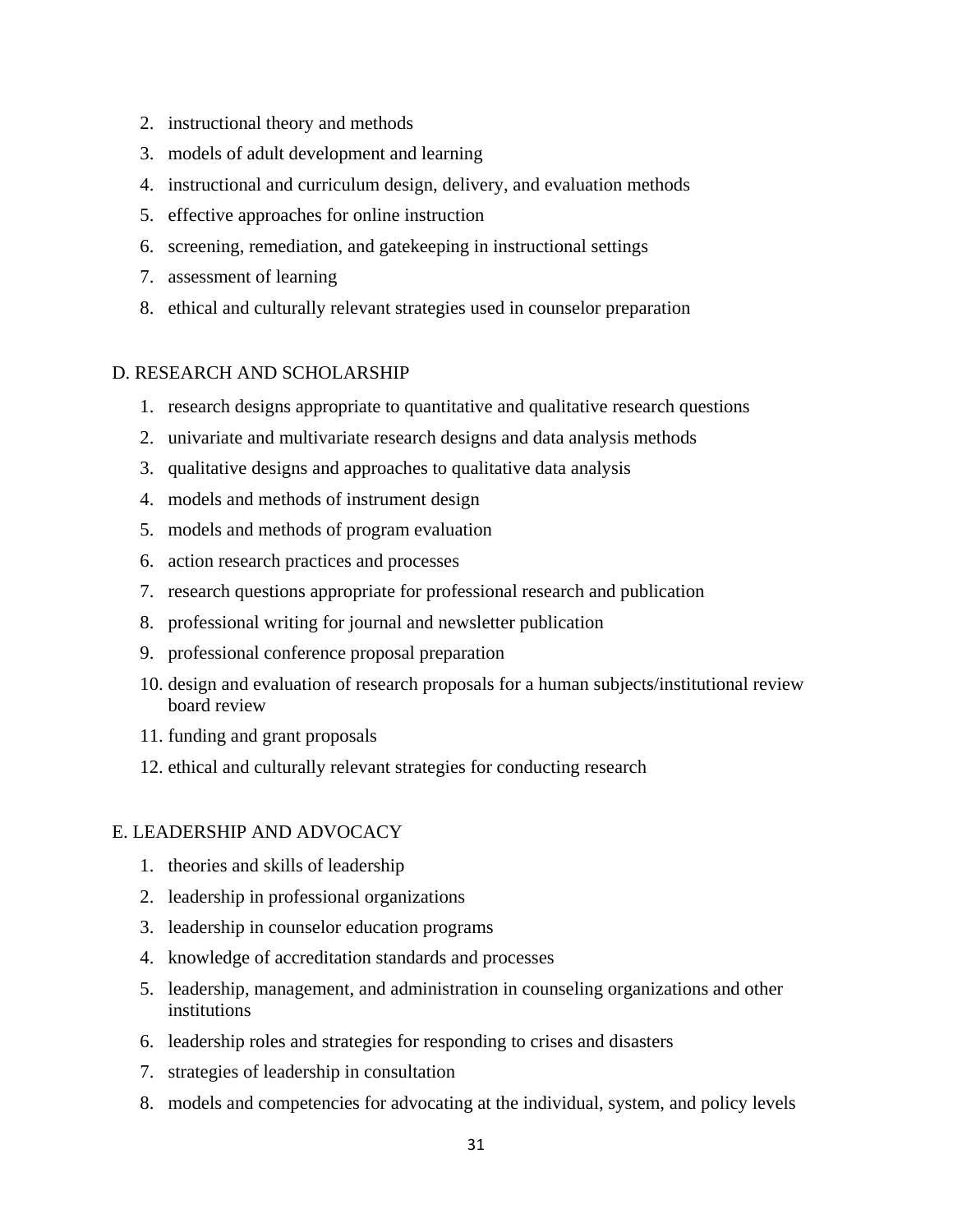2. instructional theory and methods
3. models of adult development and learning
4. instructional and curriculum design, delivery, and evaluation methods
5. effective approaches for online instruction
6. screening, remediation, and gatekeeping in instructional settings
7. assessment of learning
8. ethical and culturally relevant strategies used in counselor preparation

D. RESEARCH AND SCHOLARSHIP

1. research designs appropriate to quantitative and qualitative research questions
2. univariate and multivariate research designs and data analysis methods
3. qualitative designs and approaches to qualitative data analysis
4. models and methods of instrument design
5. models and methods of program evaluation
6. action research practices and processes
7. research questions appropriate for professional research and publication
8. professional writing for journal and newsletter publication
9. professional conference proposal preparation
10. design and evaluation of research proposals for a human subjects/institutional review board review
11. funding and grant proposals
12. ethical and culturally relevant strategies for conducting research

E. LEADERSHIP AND ADVOCACY

1. theories and skills of leadership
2. leadership in professional organizations
3. leadership in counselor education programs
4. knowledge of accreditation standards and processes
5. leadership, management, and administration in counseling organizations and other institutions
6. leadership roles and strategies for responding to crises and disasters
7. strategies of leadership in consultation
8. models and competencies for advocating at the individual, system, and policy levels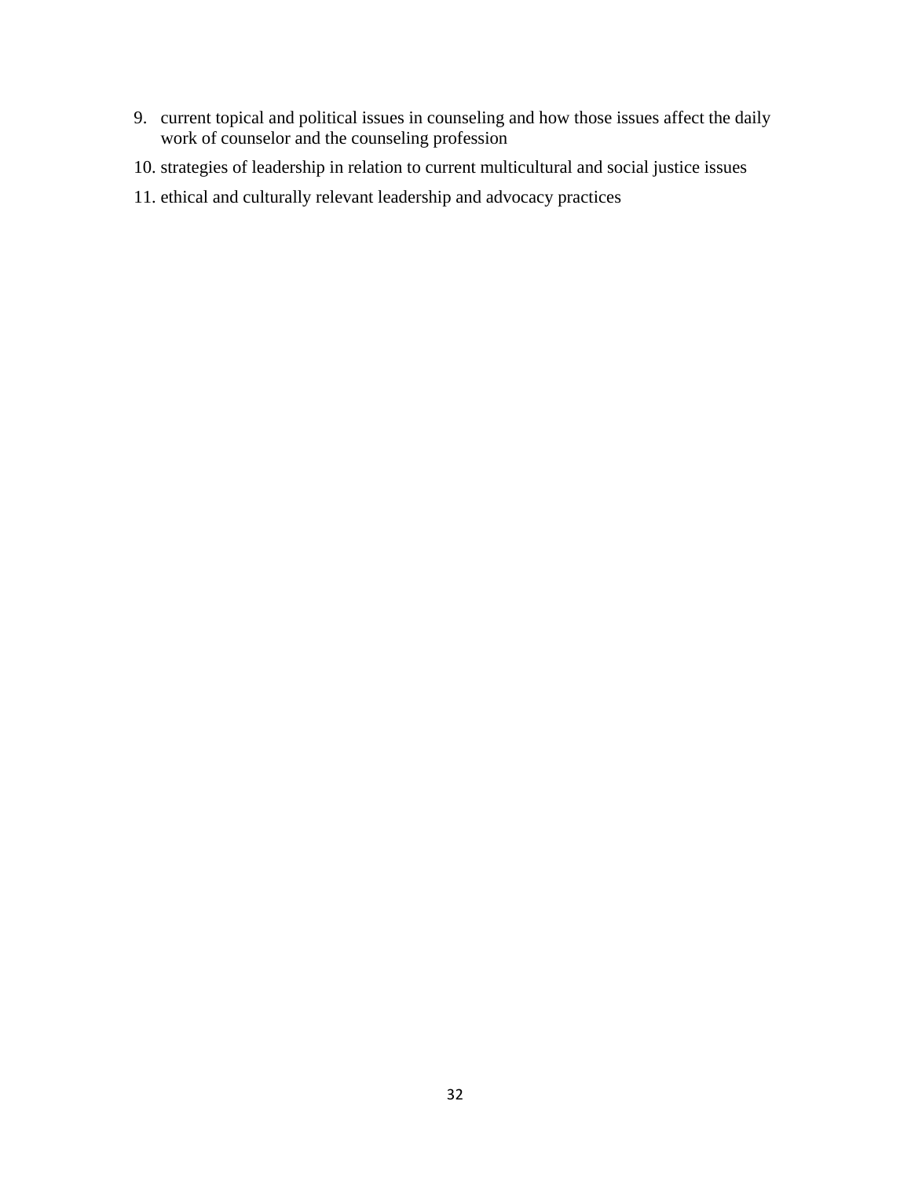9. current topical and political issues in counseling and how those issues affect the daily work of counselor and the counseling profession
10. strategies of leadership in relation to current multicultural and social justice issues
11. ethical and culturally relevant leadership and advocacy practices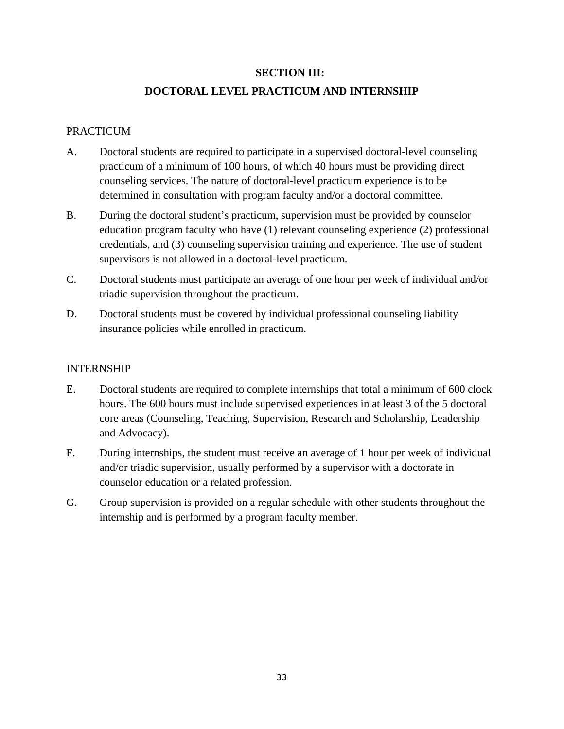## SECTION III:
## DOCTORAL LEVEL PRACTICUM AND INTERNSHIP

### PRACTICUM

A. Doctoral students are required to participate in a supervised doctoral-level counseling practicum of a minimum of 100 hours, of which 40 hours must be providing direct counseling services. The nature of doctoral-level practicum experience is to be determined in consultation with program faculty and/or a doctoral committee.

B. During the doctoral student's practicum, supervision must be provided by counselor education program faculty who have (1) relevant counseling experience (2) professional credentials, and (3) counseling supervision training and experience. The use of student supervisors is not allowed in a doctoral-level practicum.

C. Doctoral students must participate an average of one hour per week of individual and/or triadic supervision throughout the practicum.

D. Doctoral students must be covered by individual professional counseling liability insurance policies while enrolled in practicum.

### INTERNSHIP

E. Doctoral students are required to complete internships that total a minimum of 600 clock hours. The 600 hours must include supervised experiences in at least 3 of the 5 doctoral core areas (Counseling, Teaching, Supervision, Research and Scholarship, Leadership and Advocacy).

F. During internships, the student must receive an average of 1 hour per week of individual and/or triadic supervision, usually performed by a supervisor with a doctorate in counselor education or a related profession.

G. Group supervision is provided on a regular schedule with other students throughout the internship and is performed by a program faculty member.